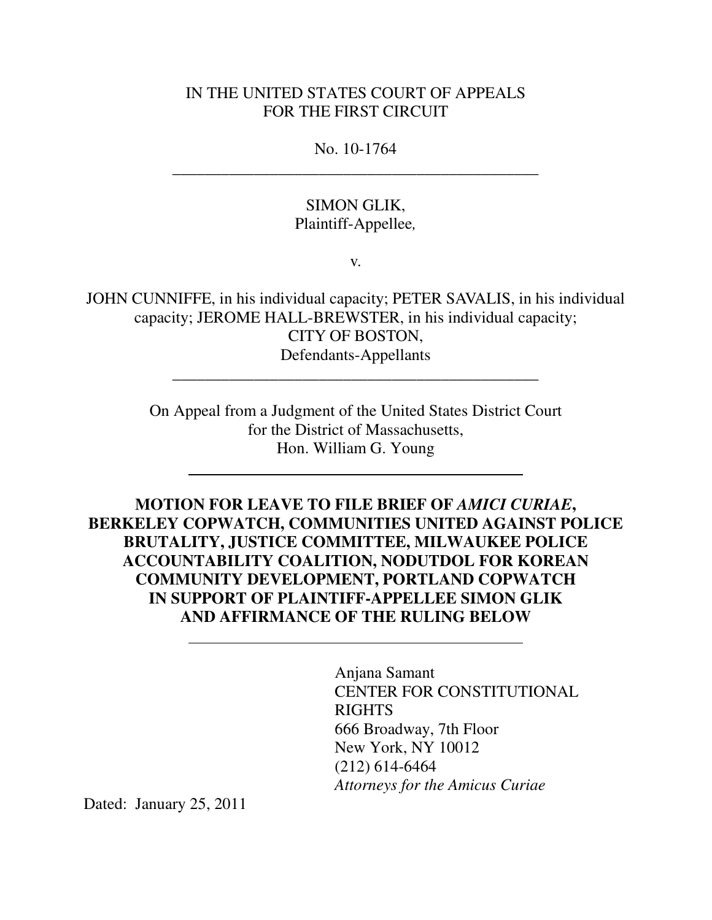IN THE UNITED STATES COURT OF APPEALS
FOR THE FIRST CIRCUIT

No. 10-1764

---

SIMON GLIK,
Plaintiff-Appellee*,*

v.

JOHN CUNNIFFE, in his individual capacity; PETER SAVALIS, in his individual capacity; JEROME HALL-BREWSTER, in his individual capacity;
CITY OF BOSTON,
Defendants-Appellants

---

On Appeal from a Judgment of the United States District Court
for the District of Massachusetts,
Hon. William G. Young

---

**MOTION FOR LEAVE TO FILE BRIEF OF *AMICI CURIAE*, BERKELEY COPWATCH, COMMUNITIES UNITED AGAINST POLICE BRUTALITY, JUSTICE COMMITTEE, MILWAUKEE POLICE ACCOUNTABILITY COALITION, NODUTDOL FOR KOREAN COMMUNITY DEVELOPMENT, PORTLAND COPWATCH IN SUPPORT OF PLAINTIFF-APPELLEE SIMON GLIK AND AFFIRMANCE OF THE RULING BELOW**

---

Anjana Samant
CENTER FOR CONSTITUTIONAL RIGHTS
666 Broadway, 7th Floor
New York, NY 10012
(212) 614-6464
*Attorneys for the Amicus Curiae*

Dated: January 25, 2011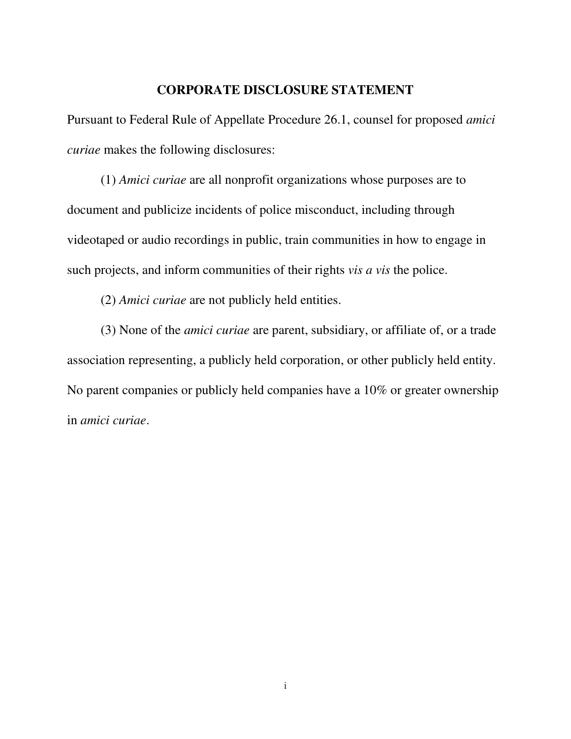## CORPORATE DISCLOSURE STATEMENT

Pursuant to Federal Rule of Appellate Procedure 26.1, counsel for proposed *amici curiae* makes the following disclosures:

(1) *Amici curiae* are all nonprofit organizations whose purposes are to document and publicize incidents of police misconduct, including through videotaped or audio recordings in public, train communities in how to engage in such projects, and inform communities of their rights *vis a vis* the police.

(2) *Amici curiae* are not publicly held entities.

(3) None of the *amici curiae* are parent, subsidiary, or affiliate of, or a trade association representing, a publicly held corporation, or other publicly held entity. No parent companies or publicly held companies have a 10% or greater ownership in *amici curiae*.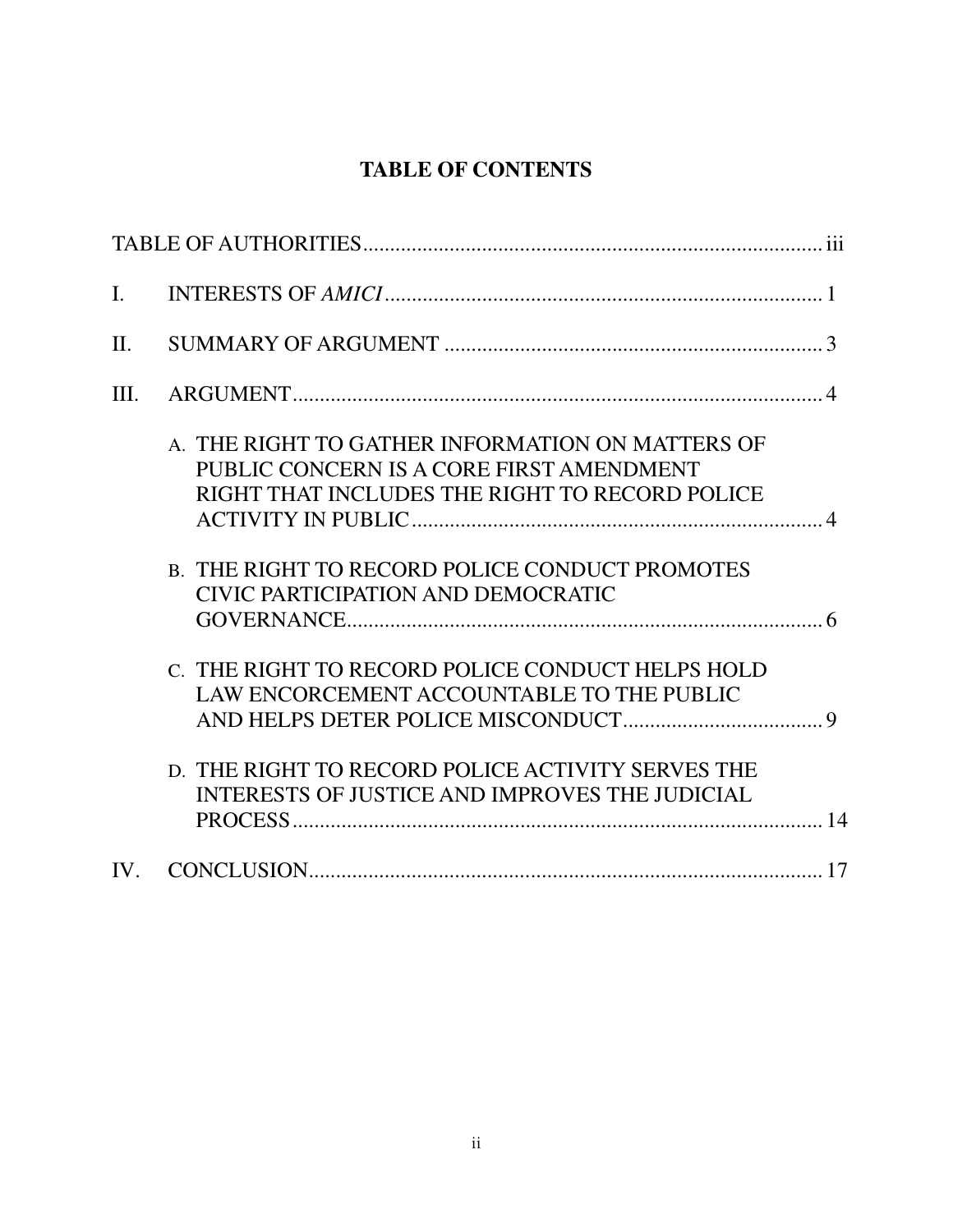# TABLE OF CONTENTS

TABLE OF AUTHORITIES ..................................................................................... iii

I. INTERESTS OF *AMICI* ................................................................................. 1

II. SUMMARY OF ARGUMENT ...................................................................... 3

III. ARGUMENT .................................................................................................. 4

A. THE RIGHT TO GATHER INFORMATION ON MATTERS OF PUBLIC CONCERN IS A CORE FIRST AMENDMENT RIGHT THAT INCLUDES THE RIGHT TO RECORD POLICE ACTIVITY IN PUBLIC ............................................................................ 4

B. THE RIGHT TO RECORD POLICE CONDUCT PROMOTES CIVIC PARTICIPATION AND DEMOCRATIC GOVERNANCE ......................................................................................... 6

C. THE RIGHT TO RECORD POLICE CONDUCT HELPS HOLD LAW ENCORCEMENT ACCOUNTABLE TO THE PUBLIC AND HELPS DETER POLICE MISCONDUCT ..................................... 9

D. THE RIGHT TO RECORD POLICE ACTIVITY SERVES THE INTERESTS OF JUSTICE AND IMPROVES THE JUDICIAL PROCESS .................................................................................... 14

IV. CONCLUSION ............................................................................................... 17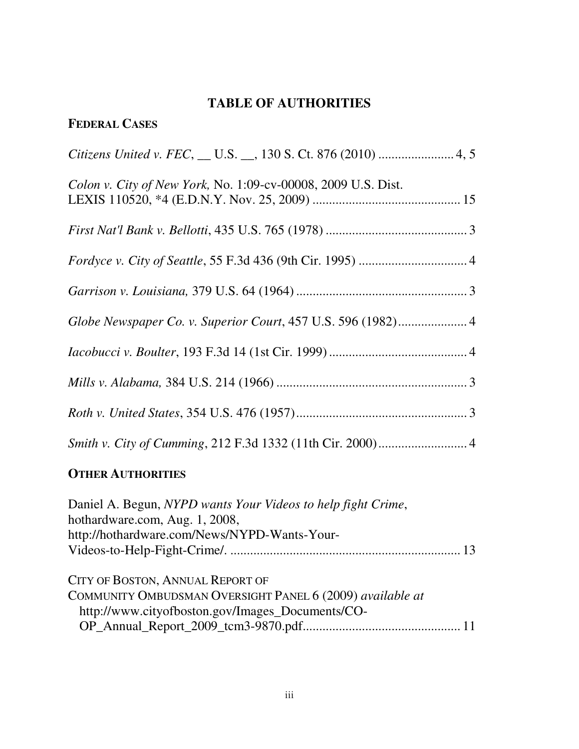# TABLE OF AUTHORITIES

## FEDERAL CASES

*Citizens United v. FEC*, __ U.S. __, 130 S. Ct. 876 (2010) ...................... 4, 5

*Colon v. City of New York,* No. 1:09-cv-00008, 2009 U.S. Dist. LEXIS 110520, *4 (E.D.N.Y. Nov. 25, 2009) ............................................ 15

*First Nat'l Bank v. Bellotti*, 435 U.S. 765 (1978) .......................................... 3

*Fordyce v. City of Seattle*, 55 F.3d 436 (9th Cir. 1995) ................................ 4

*Garrison v. Louisiana,* 379 U.S. 64 (1964) ................................................... 3

*Globe Newspaper Co. v. Superior Court*, 457 U.S. 596 (1982) .................... 4

*Iacobucci v. Boulter*, 193 F.3d 14 (1st Cir. 1999) ......................................... 4

*Mills v. Alabama,* 384 U.S. 214 (1966) ......................................................... 3

*Roth v. United States*, 354 U.S. 476 (1957) ................................................... 3

*Smith v. City of Cumming*, 212 F.3d 1332 (11th Cir. 2000) .......................... 4

## OTHER AUTHORITIES

Daniel A. Begun, *NYPD wants Your Videos to help fight Crime*, hothardware.com, Aug. 1, 2008, http://hothardware.com/News/NYPD-Wants-Your-Videos-to-Help-Fight-Crime/. ..................................................................... 13

CITY OF BOSTON, ANNUAL REPORT OF COMMUNITY OMBUDSMAN OVERSIGHT PANEL 6 (2009) *available at* http://www.cityofboston.gov/Images_Documents/CO-OP_Annual_Report_2009_tcm3-9870.pdf............................................... 11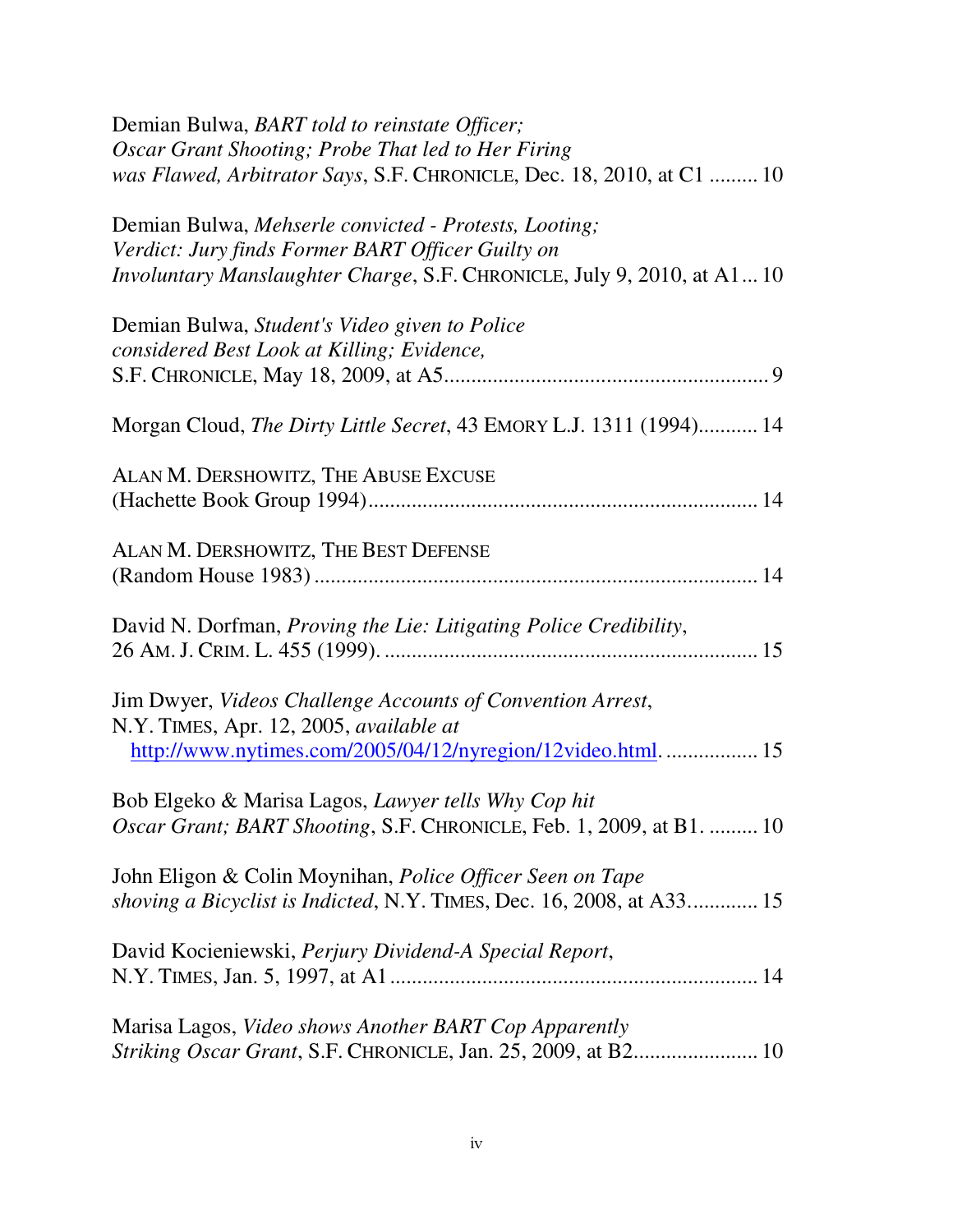Demian Bulwa, *BART told to reinstate Officer; Oscar Grant Shooting; Probe That led to Her Firing was Flawed, Arbitrator Says*, S.F. CHRONICLE, Dec. 18, 2010, at C1 ......... 10

Demian Bulwa, *Mehserle convicted - Protests, Looting; Verdict: Jury finds Former BART Officer Guilty on Involuntary Manslaughter Charge*, S.F. CHRONICLE, July 9, 2010, at A1... 10

Demian Bulwa, *Student's Video given to Police considered Best Look at Killing; Evidence*, S.F. CHRONICLE, May 18, 2009, at A5........................................................... 9

Morgan Cloud, *The Dirty Little Secret*, 43 EMORY L.J. 1311 (1994)........... 14

ALAN M. DERSHOWITZ, THE ABUSE EXCUSE (Hachette Book Group 1994)....................................................................... 14

ALAN M. DERSHOWITZ, THE BEST DEFENSE (Random House 1983) ................................................................................ 14

David N. Dorfman, *Proving the Lie: Litigating Police Credibility*, 26 AM. J. CRIM. L. 455 (1999). .................................................................... 15

Jim Dwyer, *Videos Challenge Accounts of Convention Arrest*, N.Y. TIMES, Apr. 12, 2005, *available at* http://www.nytimes.com/2005/04/12/nyregion/12video.html. ................. 15

Bob Elgeko & Marisa Lagos, *Lawyer tells Why Cop hit Oscar Grant; BART Shooting*, S.F. CHRONICLE, Feb. 1, 2009, at B1. ......... 10

John Eligon & Colin Moynihan, *Police Officer Seen on Tape shoving a Bicyclist is Indicted*, N.Y. TIMES, Dec. 16, 2008, at A33............. 15

David Kocieniewski, *Perjury Dividend-A Special Report*, N.Y. TIMES, Jan. 5, 1997, at A1 ................................................................... 14

Marisa Lagos, *Video shows Another BART Cop Apparently Striking Oscar Grant*, S.F. CHRONICLE, Jan. 25, 2009, at B2....................... 10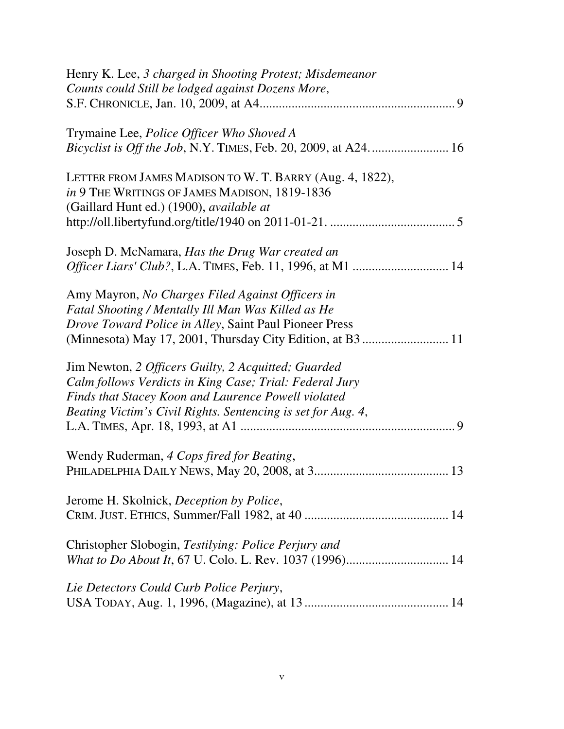Henry K. Lee, *3 charged in Shooting Protest; Misdemeanor Counts could Still be lodged against Dozens More*, S.F. CHRONICLE, Jan. 10, 2009, at A4............................................................ 9

Trymaine Lee, *Police Officer Who Shoved A Bicyclist is Off the Job*, N.Y. TIMES, Feb. 20, 2009, at A24........................ 16

LETTER FROM JAMES MADISON TO W. T. BARRY (Aug. 4, 1822), *in* 9 THE WRITINGS OF JAMES MADISON, 1819-1836 (Gaillard Hunt ed.) (1900), *available at* http://oll.libertyfund.org/title/1940 on 2011-01-21. ...................................... 5

Joseph D. McNamara, *Has the Drug War created an Officer Liars' Club?*, L.A. TIMES, Feb. 11, 1996, at M1 ............................. 14

Amy Mayron, *No Charges Filed Against Officers in Fatal Shooting / Mentally Ill Man Was Killed as He Drove Toward Police in Alley*, Saint Paul Pioneer Press (Minnesota) May 17, 2001, Thursday City Edition, at B3 .......................... 11

Jim Newton, *2 Officers Guilty, 2 Acquitted; Guarded Calm follows Verdicts in King Case; Trial: Federal Jury Finds that Stacey Koon and Laurence Powell violated Beating Victim's Civil Rights. Sentencing is set for Aug. 4*, L.A. TIMES, Apr. 18, 1993, at A1 .................................................................. 9

Wendy Ruderman, *4 Cops fired for Beating*, PHILADELPHIA DAILY NEWS, May 20, 2008, at 3.......................................... 13

Jerome H. Skolnick, *Deception by Police*, CRIM. JUST. ETHICS, Summer/Fall 1982, at 40 ............................................ 14

Christopher Slobogin, *Testilying: Police Perjury and What to Do About It*, 67 U. Colo. L. Rev. 1037 (1996)................................ 14

*Lie Detectors Could Curb Police Perjury*, USA TODAY, Aug. 1, 1996, (Magazine), at 13 ............................................ 14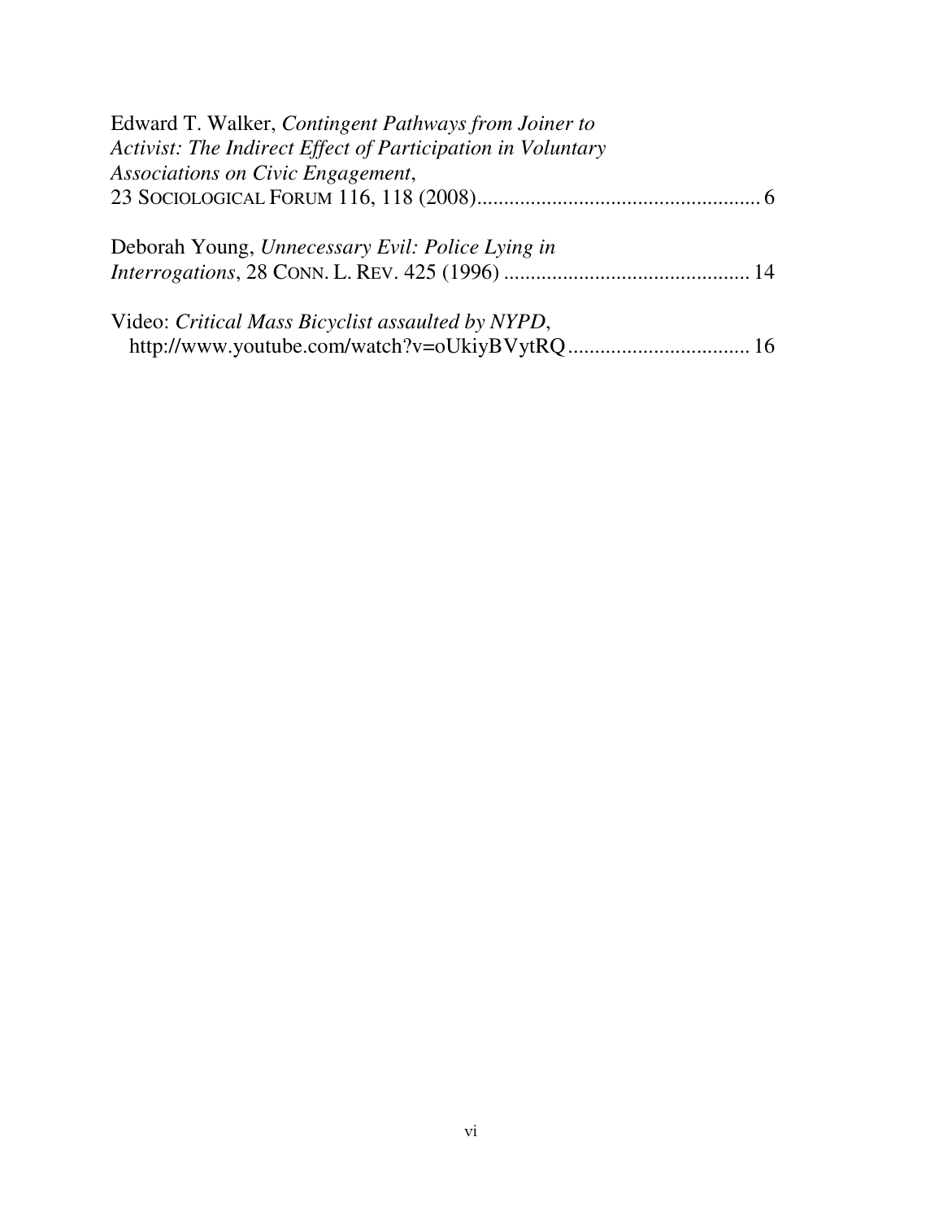Edward T. Walker, *Contingent Pathways from Joiner to Activist: The Indirect Effect of Participation in Voluntary Associations on Civic Engagement*, 23 SOCIOLOGICAL FORUM 116, 118 (2008).................................................... 6

Deborah Young, *Unnecessary Evil: Police Lying in Interrogations*, 28 CONN. L. REV. 425 (1996) ............................................. 14

Video: *Critical Mass Bicyclist assaulted by NYPD*, http://www.youtube.com/watch?v=oUkiyBVytRQ.................................. 16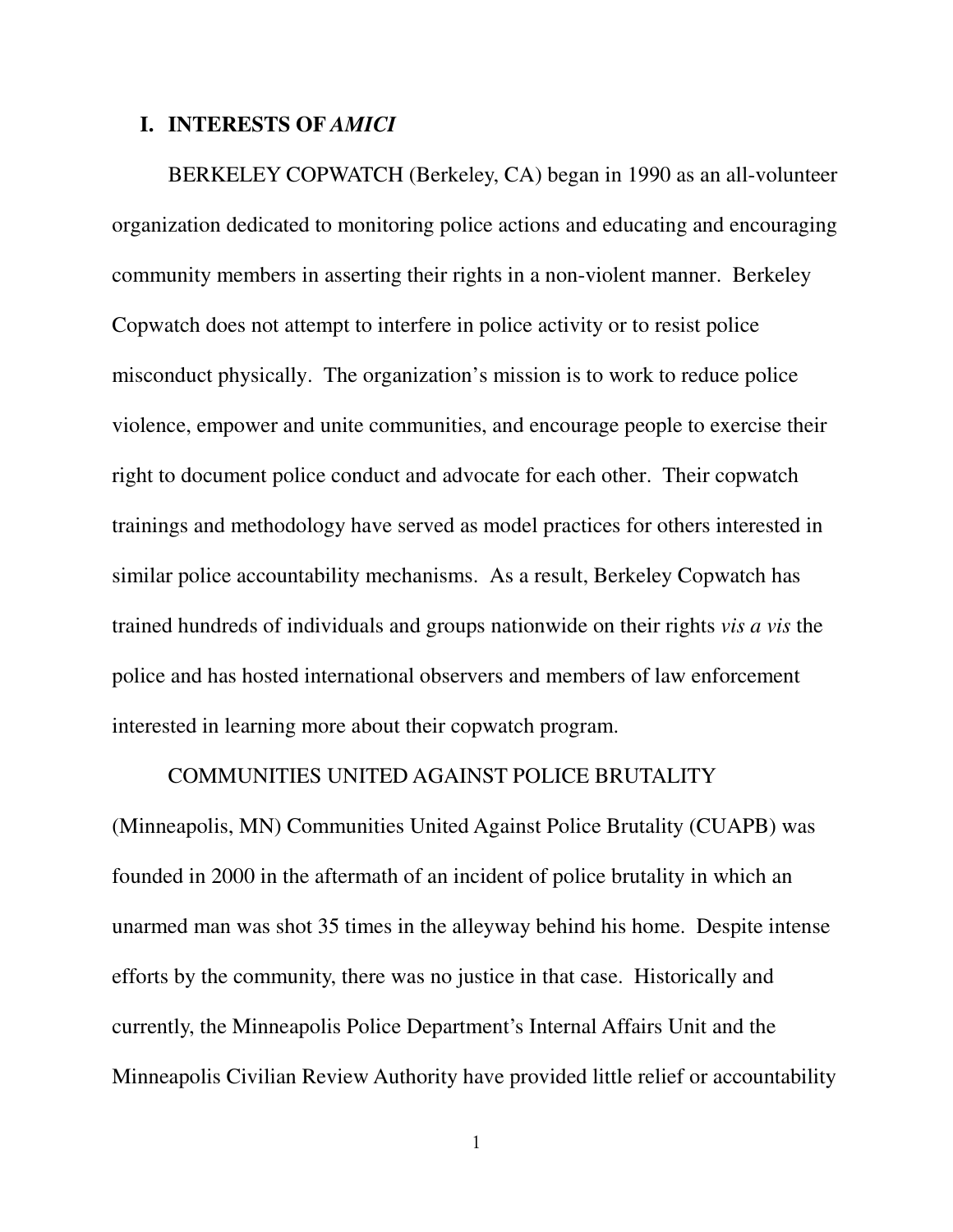## I. INTERESTS OF *AMICI*

BERKELEY COPWATCH (Berkeley, CA) began in 1990 as an all-volunteer organization dedicated to monitoring police actions and educating and encouraging community members in asserting their rights in a non-violent manner. Berkeley Copwatch does not attempt to interfere in police activity or to resist police misconduct physically. The organization's mission is to work to reduce police violence, empower and unite communities, and encourage people to exercise their right to document police conduct and advocate for each other. Their copwatch trainings and methodology have served as model practices for others interested in similar police accountability mechanisms. As a result, Berkeley Copwatch has trained hundreds of individuals and groups nationwide on their rights *vis a vis* the police and has hosted international observers and members of law enforcement interested in learning more about their copwatch program.

COMMUNITIES UNITED AGAINST POLICE BRUTALITY (Minneapolis, MN) Communities United Against Police Brutality (CUAPB) was founded in 2000 in the aftermath of an incident of police brutality in which an unarmed man was shot 35 times in the alleyway behind his home. Despite intense efforts by the community, there was no justice in that case. Historically and currently, the Minneapolis Police Department's Internal Affairs Unit and the Minneapolis Civilian Review Authority have provided little relief or accountability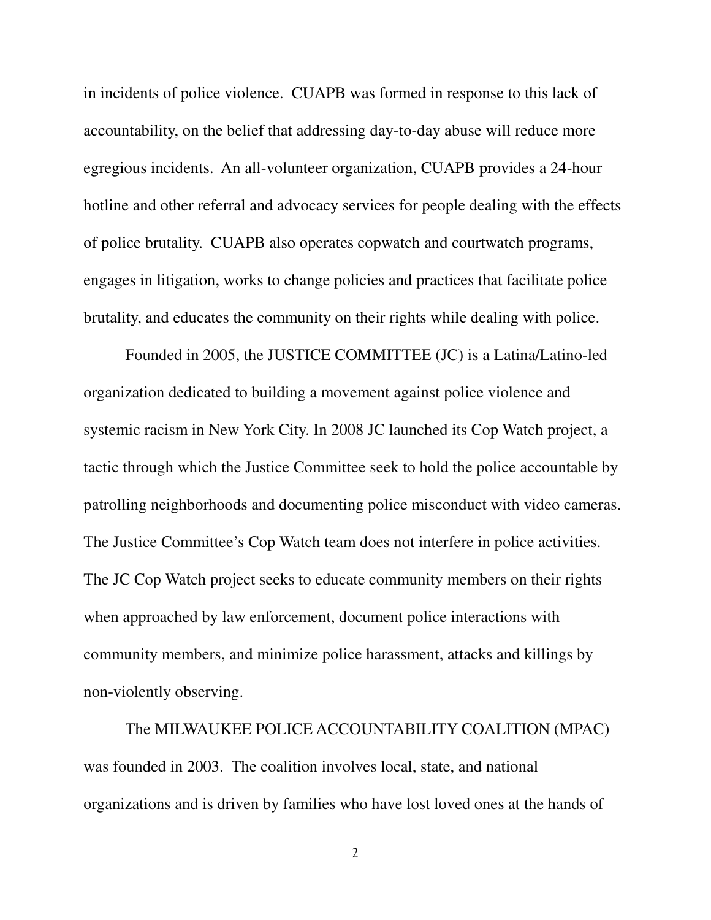in incidents of police violence. CUAPB was formed in response to this lack of accountability, on the belief that addressing day-to-day abuse will reduce more egregious incidents. An all-volunteer organization, CUAPB provides a 24-hour hotline and other referral and advocacy services for people dealing with the effects of police brutality. CUAPB also operates copwatch and courtwatch programs, engages in litigation, works to change policies and practices that facilitate police brutality, and educates the community on their rights while dealing with police.

Founded in 2005, the JUSTICE COMMITTEE (JC) is a Latina/Latino-led organization dedicated to building a movement against police violence and systemic racism in New York City. In 2008 JC launched its Cop Watch project, a tactic through which the Justice Committee seek to hold the police accountable by patrolling neighborhoods and documenting police misconduct with video cameras. The Justice Committee's Cop Watch team does not interfere in police activities. The JC Cop Watch project seeks to educate community members on their rights when approached by law enforcement, document police interactions with community members, and minimize police harassment, attacks and killings by non-violently observing.

The MILWAUKEE POLICE ACCOUNTABILITY COALITION (MPAC) was founded in 2003. The coalition involves local, state, and national organizations and is driven by families who have lost loved ones at the hands of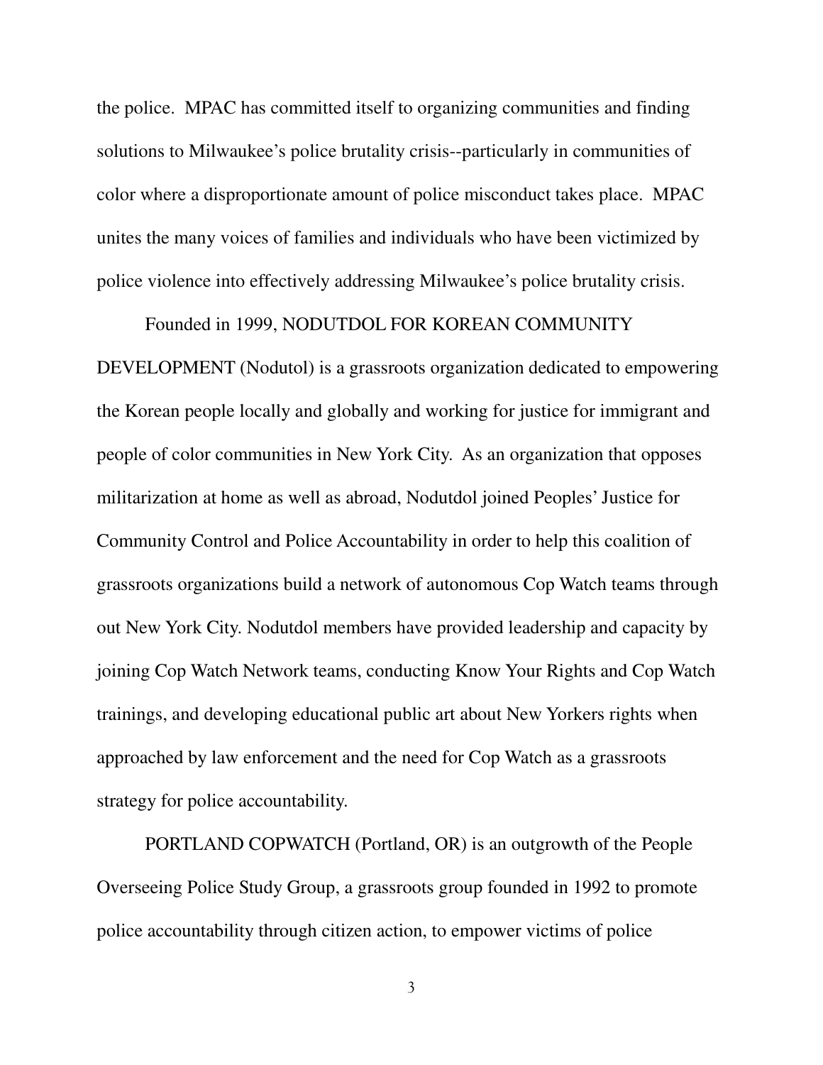the police. MPAC has committed itself to organizing communities and finding solutions to Milwaukee's police brutality crisis--particularly in communities of color where a disproportionate amount of police misconduct takes place. MPAC unites the many voices of families and individuals who have been victimized by police violence into effectively addressing Milwaukee's police brutality crisis.

Founded in 1999, NODUTDOL FOR KOREAN COMMUNITY DEVELOPMENT (Nodutol) is a grassroots organization dedicated to empowering the Korean people locally and globally and working for justice for immigrant and people of color communities in New York City. As an organization that opposes militarization at home as well as abroad, Nodutdol joined Peoples' Justice for Community Control and Police Accountability in order to help this coalition of grassroots organizations build a network of autonomous Cop Watch teams through out New York City. Nodutdol members have provided leadership and capacity by joining Cop Watch Network teams, conducting Know Your Rights and Cop Watch trainings, and developing educational public art about New Yorkers rights when approached by law enforcement and the need for Cop Watch as a grassroots strategy for police accountability.

PORTLAND COPWATCH (Portland, OR) is an outgrowth of the People Overseeing Police Study Group, a grassroots group founded in 1992 to promote police accountability through citizen action, to empower victims of police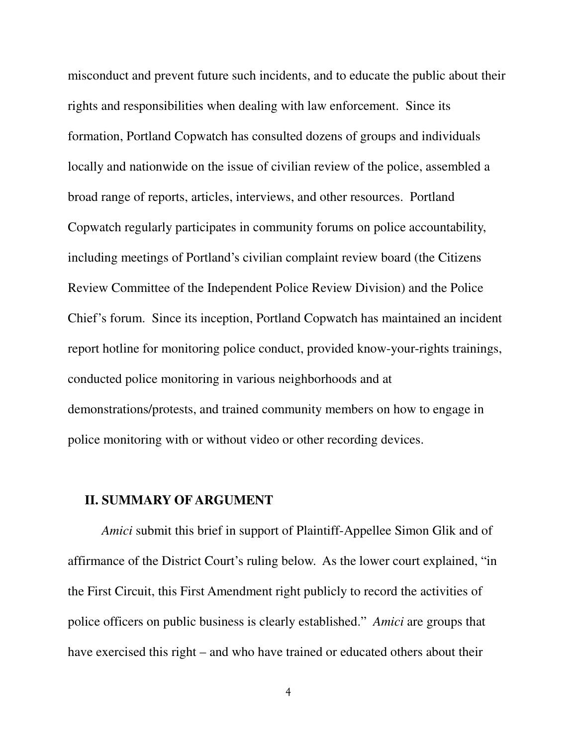misconduct and prevent future such incidents, and to educate the public about their rights and responsibilities when dealing with law enforcement. Since its formation, Portland Copwatch has consulted dozens of groups and individuals locally and nationwide on the issue of civilian review of the police, assembled a broad range of reports, articles, interviews, and other resources. Portland Copwatch regularly participates in community forums on police accountability, including meetings of Portland's civilian complaint review board (the Citizens Review Committee of the Independent Police Review Division) and the Police Chief's forum. Since its inception, Portland Copwatch has maintained an incident report hotline for monitoring police conduct, provided know-your-rights trainings, conducted police monitoring in various neighborhoods and at demonstrations/protests, and trained community members on how to engage in police monitoring with or without video or other recording devices.

## II. SUMMARY OF ARGUMENT

*Amici* submit this brief in support of Plaintiff-Appellee Simon Glik and of affirmance of the District Court's ruling below. As the lower court explained, "in the First Circuit, this First Amendment right publicly to record the activities of police officers on public business is clearly established." *Amici* are groups that have exercised this right – and who have trained or educated others about their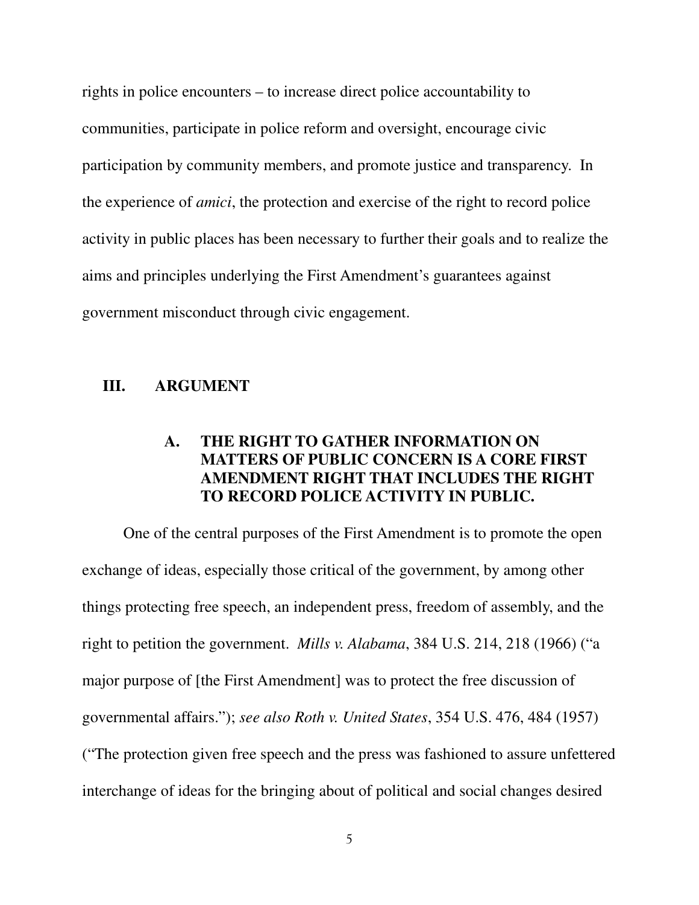rights in police encounters – to increase direct police accountability to communities, participate in police reform and oversight, encourage civic participation by community members, and promote justice and transparency. In the experience of *amici*, the protection and exercise of the right to record police activity in public places has been necessary to further their goals and to realize the aims and principles underlying the First Amendment's guarantees against government misconduct through civic engagement.

## III. ARGUMENT

### A. THE RIGHT TO GATHER INFORMATION ON MATTERS OF PUBLIC CONCERN IS A CORE FIRST AMENDMENT RIGHT THAT INCLUDES THE RIGHT TO RECORD POLICE ACTIVITY IN PUBLIC.

One of the central purposes of the First Amendment is to promote the open exchange of ideas, especially those critical of the government, by among other things protecting free speech, an independent press, freedom of assembly, and the right to petition the government. *Mills v. Alabama*, 384 U.S. 214, 218 (1966) ("a major purpose of [the First Amendment] was to protect the free discussion of governmental affairs."); *see also Roth v. United States*, 354 U.S. 476, 484 (1957) ("The protection given free speech and the press was fashioned to assure unfettered interchange of ideas for the bringing about of political and social changes desired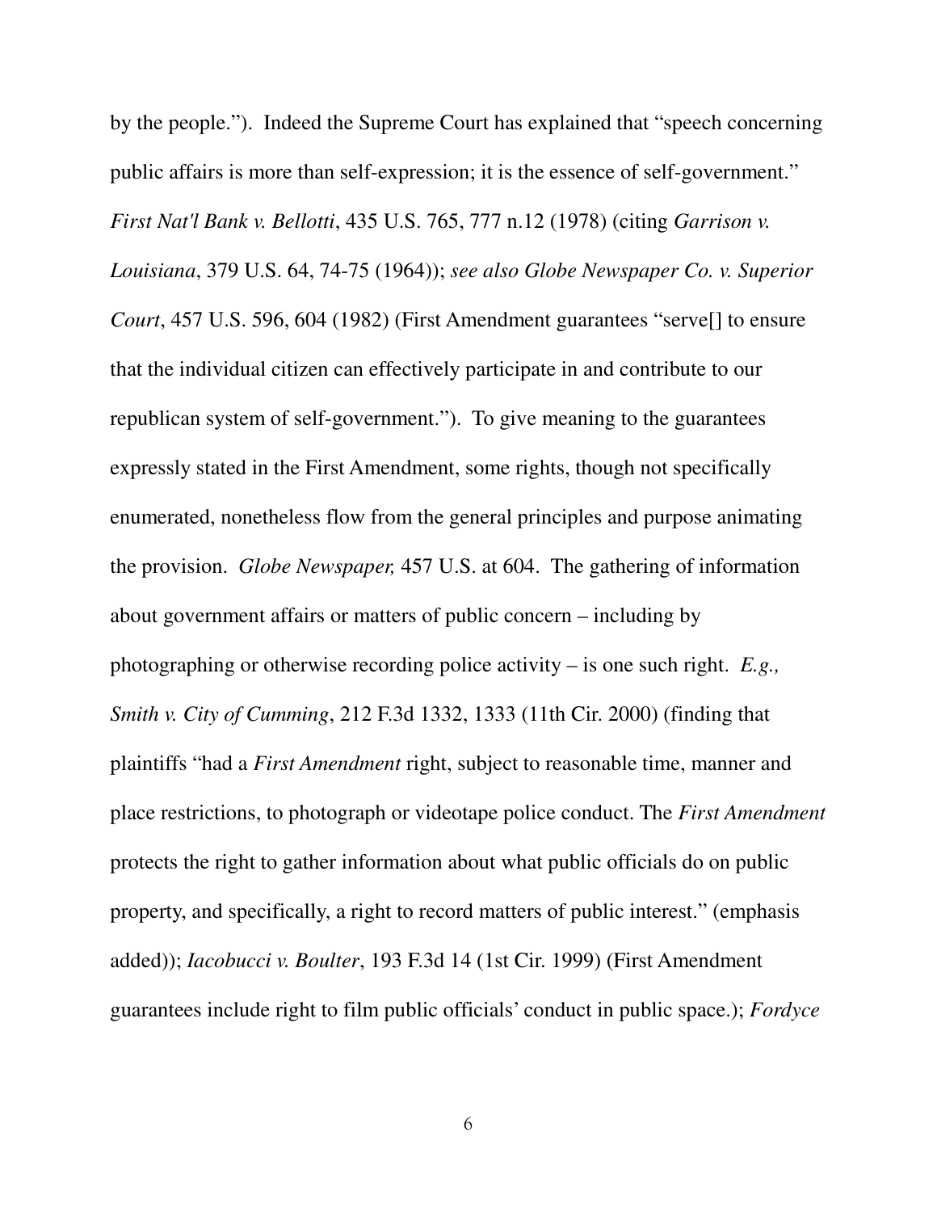by the people."). Indeed the Supreme Court has explained that "speech concerning public affairs is more than self-expression; it is the essence of self-government." *First Nat'l Bank v. Bellotti*, 435 U.S. 765, 777 n.12 (1978) (citing *Garrison v. Louisiana*, 379 U.S. 64, 74-75 (1964)); *see also Globe Newspaper Co. v. Superior Court*, 457 U.S. 596, 604 (1982) (First Amendment guarantees "serve[] to ensure that the individual citizen can effectively participate in and contribute to our republican system of self-government."). To give meaning to the guarantees expressly stated in the First Amendment, some rights, though not specifically enumerated, nonetheless flow from the general principles and purpose animating the provision. *Globe Newspaper,* 457 U.S. at 604. The gathering of information about government affairs or matters of public concern – including by photographing or otherwise recording police activity – is one such right. *E.g., Smith v. City of Cumming*, 212 F.3d 1332, 1333 (11th Cir. 2000) (finding that plaintiffs "had a *First Amendment* right, subject to reasonable time, manner and place restrictions, to photograph or videotape police conduct. The *First Amendment* protects the right to gather information about what public officials do on public property, and specifically, a right to record matters of public interest." (emphasis added)); *Iacobucci v. Boulter*, 193 F.3d 14 (1st Cir. 1999) (First Amendment guarantees include right to film public officials' conduct in public space.); *Fordyce*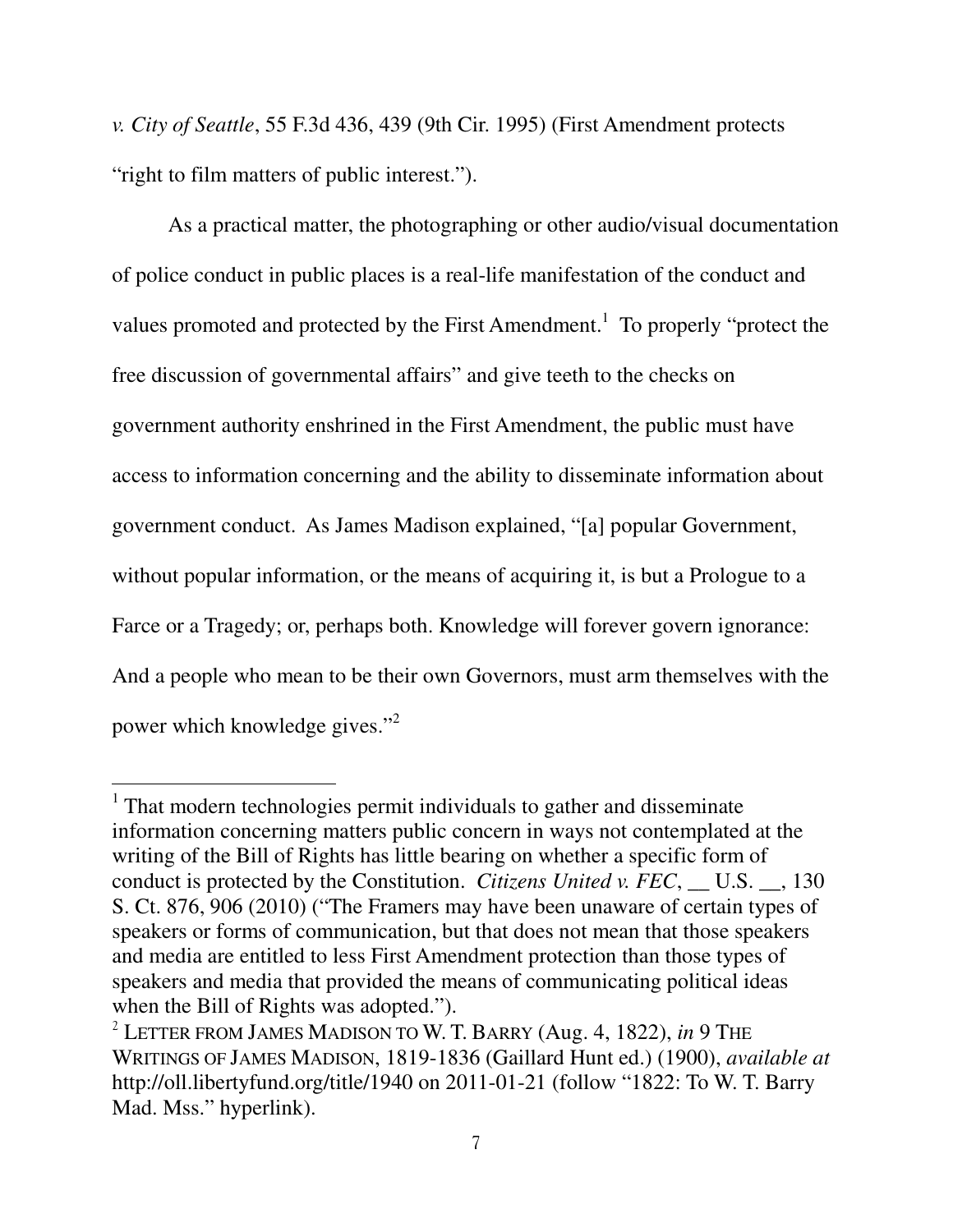*v. City of Seattle*, 55 F.3d 436, 439 (9th Cir. 1995) (First Amendment protects "right to film matters of public interest.").

As a practical matter, the photographing or other audio/visual documentation of police conduct in public places is a real-life manifestation of the conduct and values promoted and protected by the First Amendment.[1] To properly "protect the free discussion of governmental affairs" and give teeth to the checks on government authority enshrined in the First Amendment, the public must have access to information concerning and the ability to disseminate information about government conduct. As James Madison explained, "[a] popular Government, without popular information, or the means of acquiring it, is but a Prologue to a Farce or a Tragedy; or, perhaps both. Knowledge will forever govern ignorance: And a people who mean to be their own Governors, must arm themselves with the power which knowledge gives."[2]

---

[1] That modern technologies permit individuals to gather and disseminate information concerning matters public concern in ways not contemplated at the writing of the Bill of Rights has little bearing on whether a specific form of conduct is protected by the Constitution. *Citizens United v. FEC*, __ U.S. __, 130 S. Ct. 876, 906 (2010) ("The Framers may have been unaware of certain types of speakers or forms of communication, but that does not mean that those speakers and media are entitled to less First Amendment protection than those types of speakers and media that provided the means of communicating political ideas when the Bill of Rights was adopted.").

[2] LETTER FROM JAMES MADISON TO W. T. BARRY (Aug. 4, 1822), *in* 9 THE WRITINGS OF JAMES MADISON, 1819-1836 (Gaillard Hunt ed.) (1900), *available at* http://oll.libertyfund.org/title/1940 on 2011-01-21 (follow "1822: To W. T. Barry Mad. Mss." hyperlink).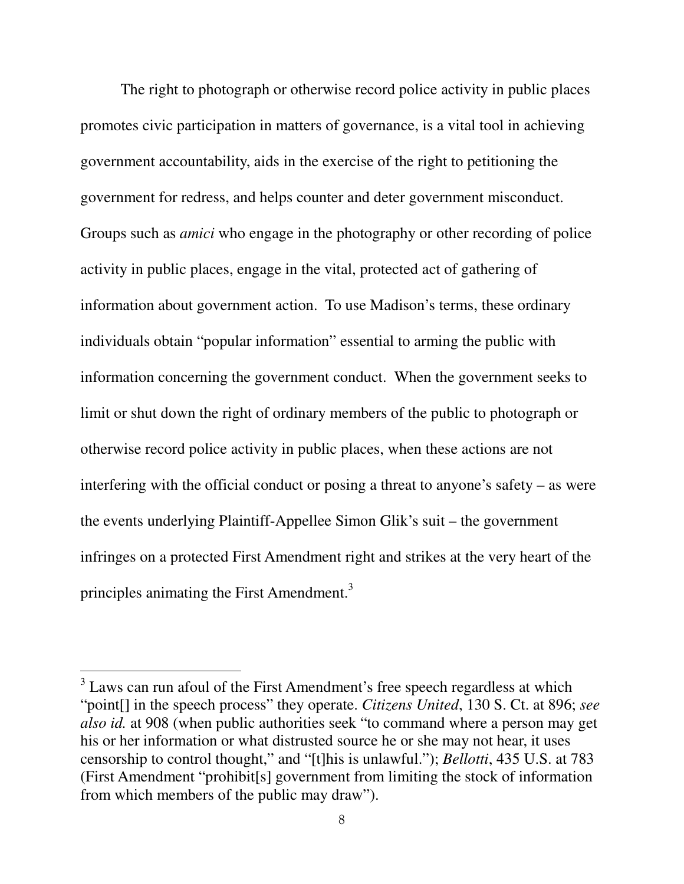The right to photograph or otherwise record police activity in public places promotes civic participation in matters of governance, is a vital tool in achieving government accountability, aids in the exercise of the right to petitioning the government for redress, and helps counter and deter government misconduct. Groups such as *amici* who engage in the photography or other recording of police activity in public places, engage in the vital, protected act of gathering of information about government action. To use Madison's terms, these ordinary individuals obtain "popular information" essential to arming the public with information concerning the government conduct. When the government seeks to limit or shut down the right of ordinary members of the public to photograph or otherwise record police activity in public places, when these actions are not interfering with the official conduct or posing a threat to anyone's safety – as were the events underlying Plaintiff-Appellee Simon Glik's suit – the government infringes on a protected First Amendment right and strikes at the very heart of the principles animating the First Amendment.[3]

---

[3] Laws can run afoul of the First Amendment's free speech regardless at which "point[] in the speech process" they operate. *Citizens United*, 130 S. Ct. at 896; *see also id.* at 908 (when public authorities seek "to command where a person may get his or her information or what distrusted source he or she may not hear, it uses censorship to control thought," and "[t]his is unlawful."); *Bellotti*, 435 U.S. at 783 (First Amendment "prohibit[s] government from limiting the stock of information from which members of the public may draw").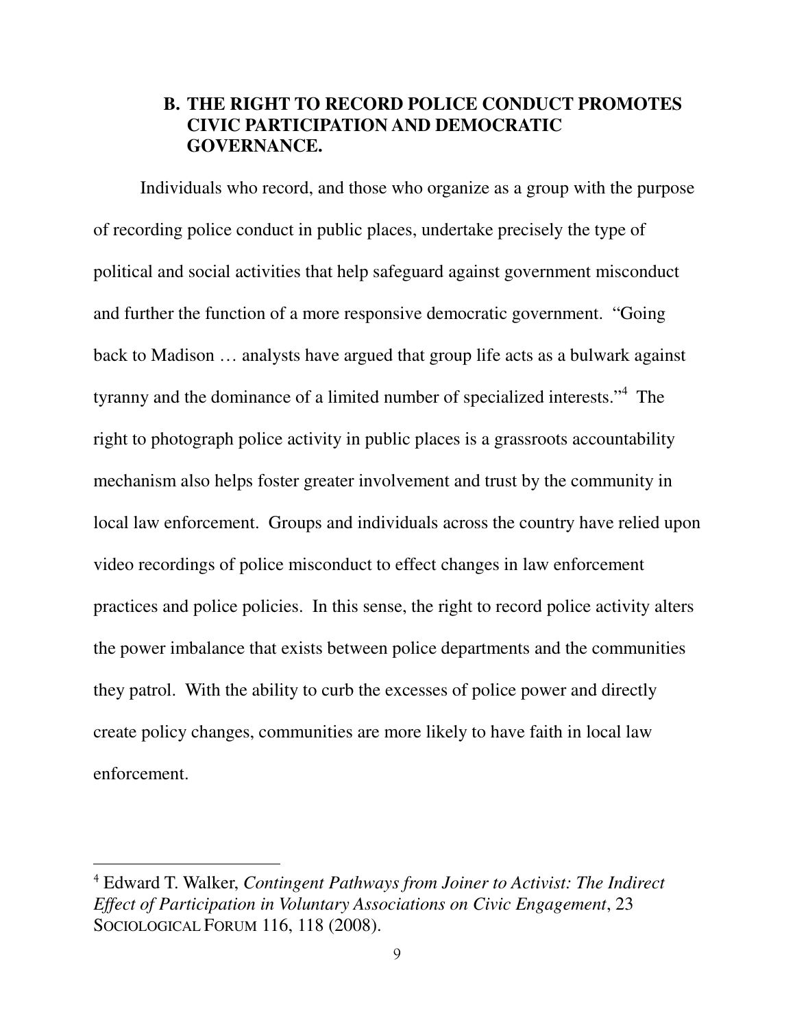### B. THE RIGHT TO RECORD POLICE CONDUCT PROMOTES CIVIC PARTICIPATION AND DEMOCRATIC GOVERNANCE.

Individuals who record, and those who organize as a group with the purpose of recording police conduct in public places, undertake precisely the type of political and social activities that help safeguard against government misconduct and further the function of a more responsive democratic government. "Going back to Madison … analysts have argued that group life acts as a bulwark against tyranny and the dominance of a limited number of specialized interests."[4] The right to photograph police activity in public places is a grassroots accountability mechanism also helps foster greater involvement and trust by the community in local law enforcement. Groups and individuals across the country have relied upon video recordings of police misconduct to effect changes in law enforcement practices and police policies. In this sense, the right to record police activity alters the power imbalance that exists between police departments and the communities they patrol. With the ability to curb the excesses of police power and directly create policy changes, communities are more likely to have faith in local law enforcement.

---

[4] Edward T. Walker, *Contingent Pathways from Joiner to Activist: The Indirect Effect of Participation in Voluntary Associations on Civic Engagement*, 23 SOCIOLOGICAL FORUM 116, 118 (2008).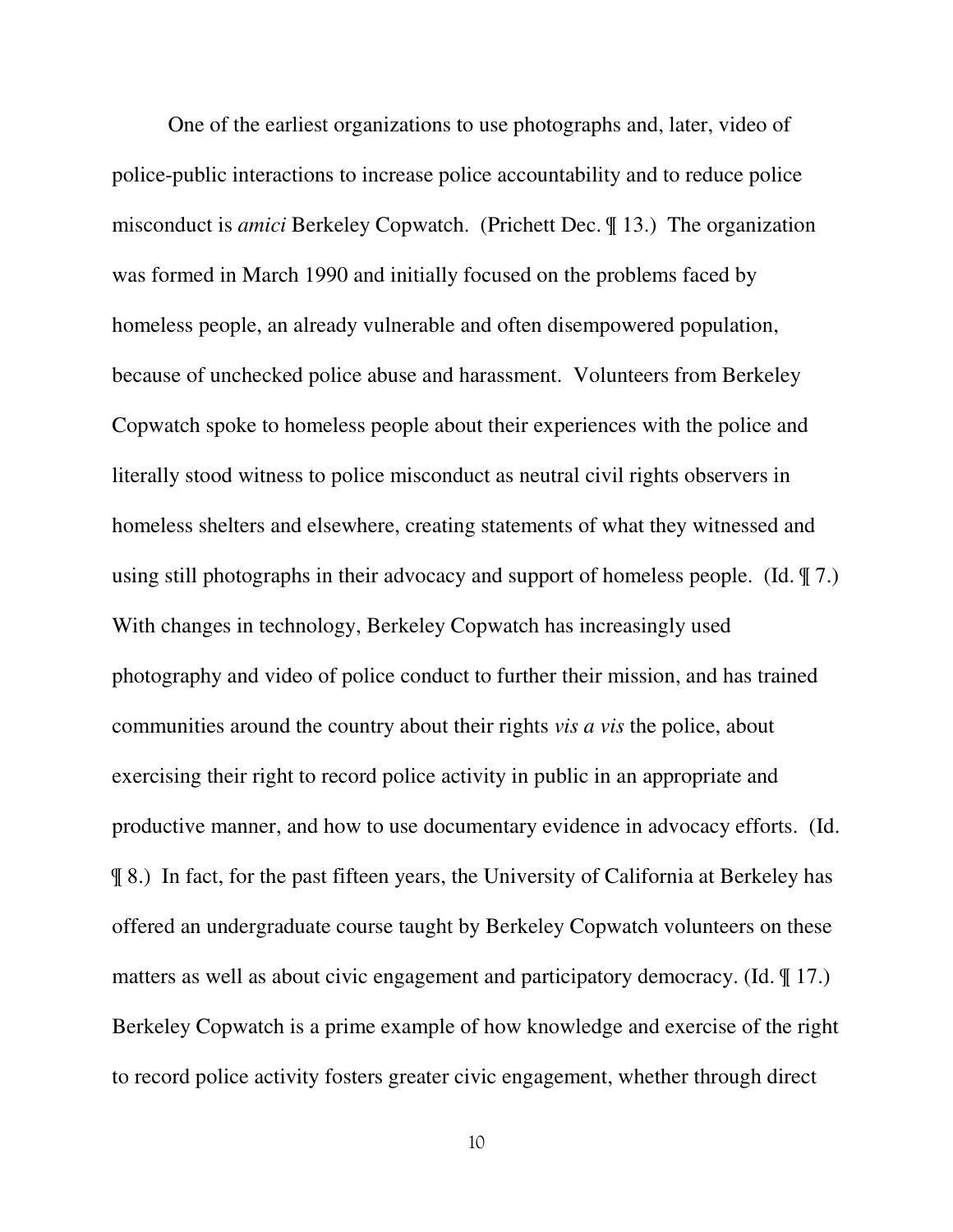One of the earliest organizations to use photographs and, later, video of police-public interactions to increase police accountability and to reduce police misconduct is *amici* Berkeley Copwatch. (Prichett Dec. ¶ 13.) The organization was formed in March 1990 and initially focused on the problems faced by homeless people, an already vulnerable and often disempowered population, because of unchecked police abuse and harassment. Volunteers from Berkeley Copwatch spoke to homeless people about their experiences with the police and literally stood witness to police misconduct as neutral civil rights observers in homeless shelters and elsewhere, creating statements of what they witnessed and using still photographs in their advocacy and support of homeless people. (Id. ¶ 7.) With changes in technology, Berkeley Copwatch has increasingly used photography and video of police conduct to further their mission, and has trained communities around the country about their rights *vis a vis* the police, about exercising their right to record police activity in public in an appropriate and productive manner, and how to use documentary evidence in advocacy efforts. (Id. ¶ 8.) In fact, for the past fifteen years, the University of California at Berkeley has offered an undergraduate course taught by Berkeley Copwatch volunteers on these matters as well as about civic engagement and participatory democracy. (Id. ¶ 17.) Berkeley Copwatch is a prime example of how knowledge and exercise of the right to record police activity fosters greater civic engagement, whether through direct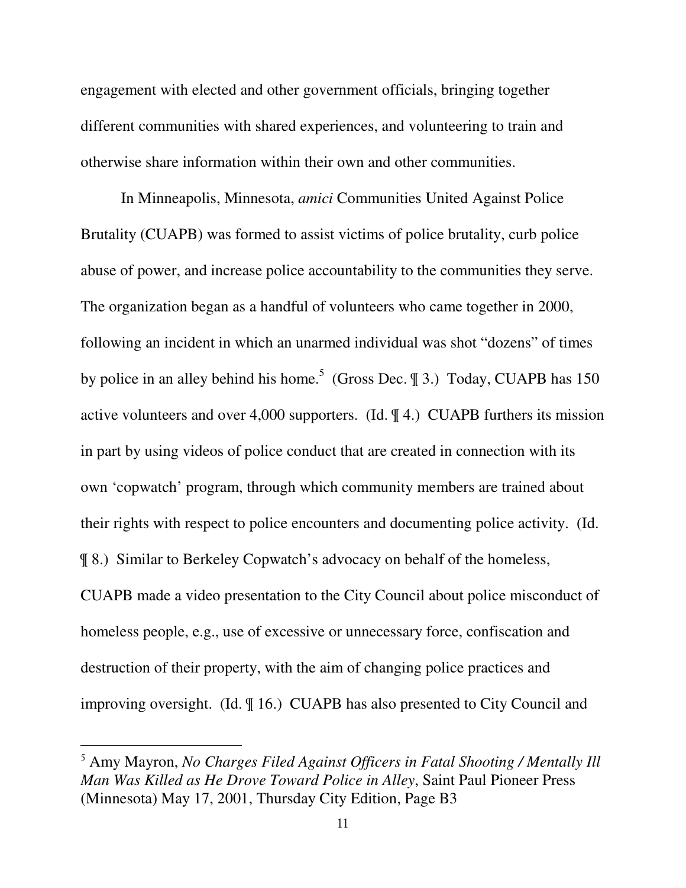engagement with elected and other government officials, bringing together different communities with shared experiences, and volunteering to train and otherwise share information within their own and other communities.

In Minneapolis, Minnesota, *amici* Communities United Against Police Brutality (CUAPB) was formed to assist victims of police brutality, curb police abuse of power, and increase police accountability to the communities they serve. The organization began as a handful of volunteers who came together in 2000, following an incident in which an unarmed individual was shot "dozens" of times by police in an alley behind his home.[5] (Gross Dec. ¶ 3.) Today, CUAPB has 150 active volunteers and over 4,000 supporters. (Id. ¶ 4.) CUAPB furthers its mission in part by using videos of police conduct that are created in connection with its own 'copwatch' program, through which community members are trained about their rights with respect to police encounters and documenting police activity. (Id. ¶ 8.) Similar to Berkeley Copwatch's advocacy on behalf of the homeless, CUAPB made a video presentation to the City Council about police misconduct of homeless people, e.g., use of excessive or unnecessary force, confiscation and destruction of their property, with the aim of changing police practices and improving oversight. (Id. ¶ 16.) CUAPB has also presented to City Council and

---

[5] Amy Mayron, *No Charges Filed Against Officers in Fatal Shooting / Mentally Ill Man Was Killed as He Drove Toward Police in Alley*, Saint Paul Pioneer Press (Minnesota) May 17, 2001, Thursday City Edition, Page B3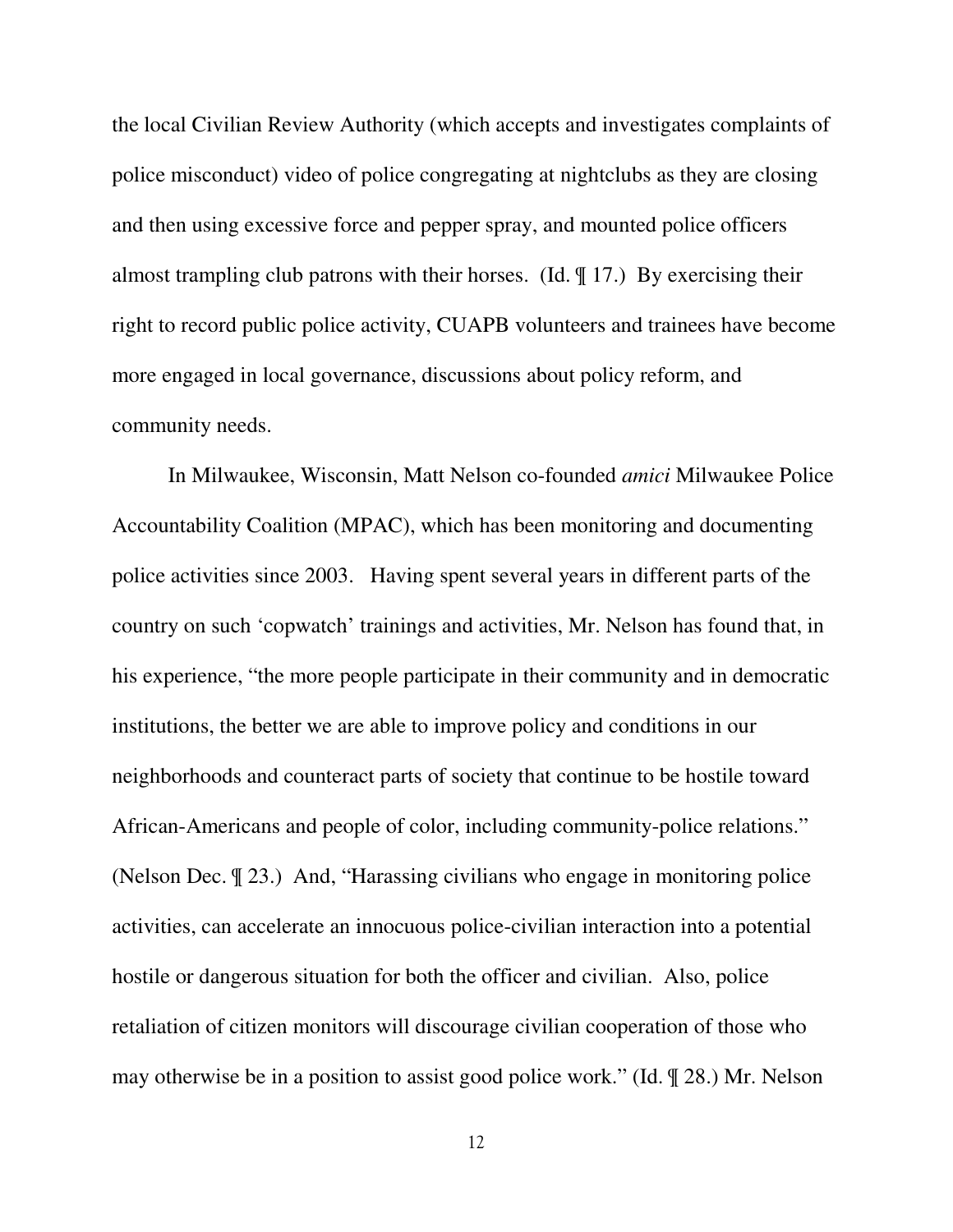the local Civilian Review Authority (which accepts and investigates complaints of police misconduct) video of police congregating at nightclubs as they are closing and then using excessive force and pepper spray, and mounted police officers almost trampling club patrons with their horses. (Id. ¶ 17.) By exercising their right to record public police activity, CUAPB volunteers and trainees have become more engaged in local governance, discussions about policy reform, and community needs.

In Milwaukee, Wisconsin, Matt Nelson co-founded *amici* Milwaukee Police Accountability Coalition (MPAC), which has been monitoring and documenting police activities since 2003. Having spent several years in different parts of the country on such 'copwatch' trainings and activities, Mr. Nelson has found that, in his experience, "the more people participate in their community and in democratic institutions, the better we are able to improve policy and conditions in our neighborhoods and counteract parts of society that continue to be hostile toward African-Americans and people of color, including community-police relations." (Nelson Dec. ¶ 23.) And, "Harassing civilians who engage in monitoring police activities, can accelerate an innocuous police-civilian interaction into a potential hostile or dangerous situation for both the officer and civilian. Also, police retaliation of citizen monitors will discourage civilian cooperation of those who may otherwise be in a position to assist good police work." (Id. ¶ 28.) Mr. Nelson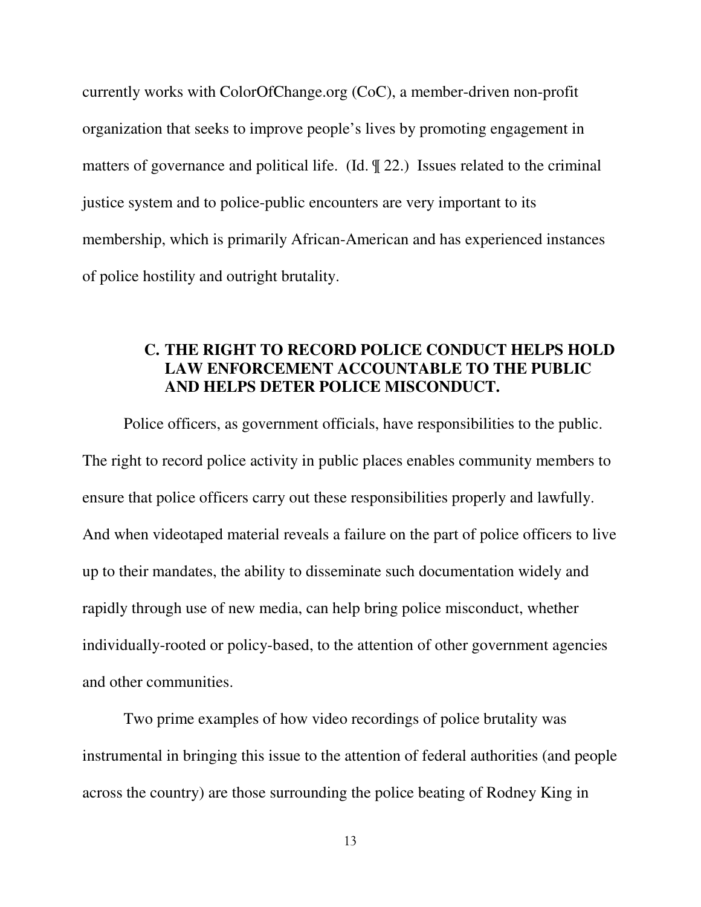currently works with ColorOfChange.org (CoC), a member-driven non-profit organization that seeks to improve people's lives by promoting engagement in matters of governance and political life. (Id. ¶ 22.) Issues related to the criminal justice system and to police-public encounters are very important to its membership, which is primarily African-American and has experienced instances of police hostility and outright brutality.

### C. THE RIGHT TO RECORD POLICE CONDUCT HELPS HOLD LAW ENFORCEMENT ACCOUNTABLE TO THE PUBLIC AND HELPS DETER POLICE MISCONDUCT.

Police officers, as government officials, have responsibilities to the public. The right to record police activity in public places enables community members to ensure that police officers carry out these responsibilities properly and lawfully. And when videotaped material reveals a failure on the part of police officers to live up to their mandates, the ability to disseminate such documentation widely and rapidly through use of new media, can help bring police misconduct, whether individually-rooted or policy-based, to the attention of other government agencies and other communities.

Two prime examples of how video recordings of police brutality was instrumental in bringing this issue to the attention of federal authorities (and people across the country) are those surrounding the police beating of Rodney King in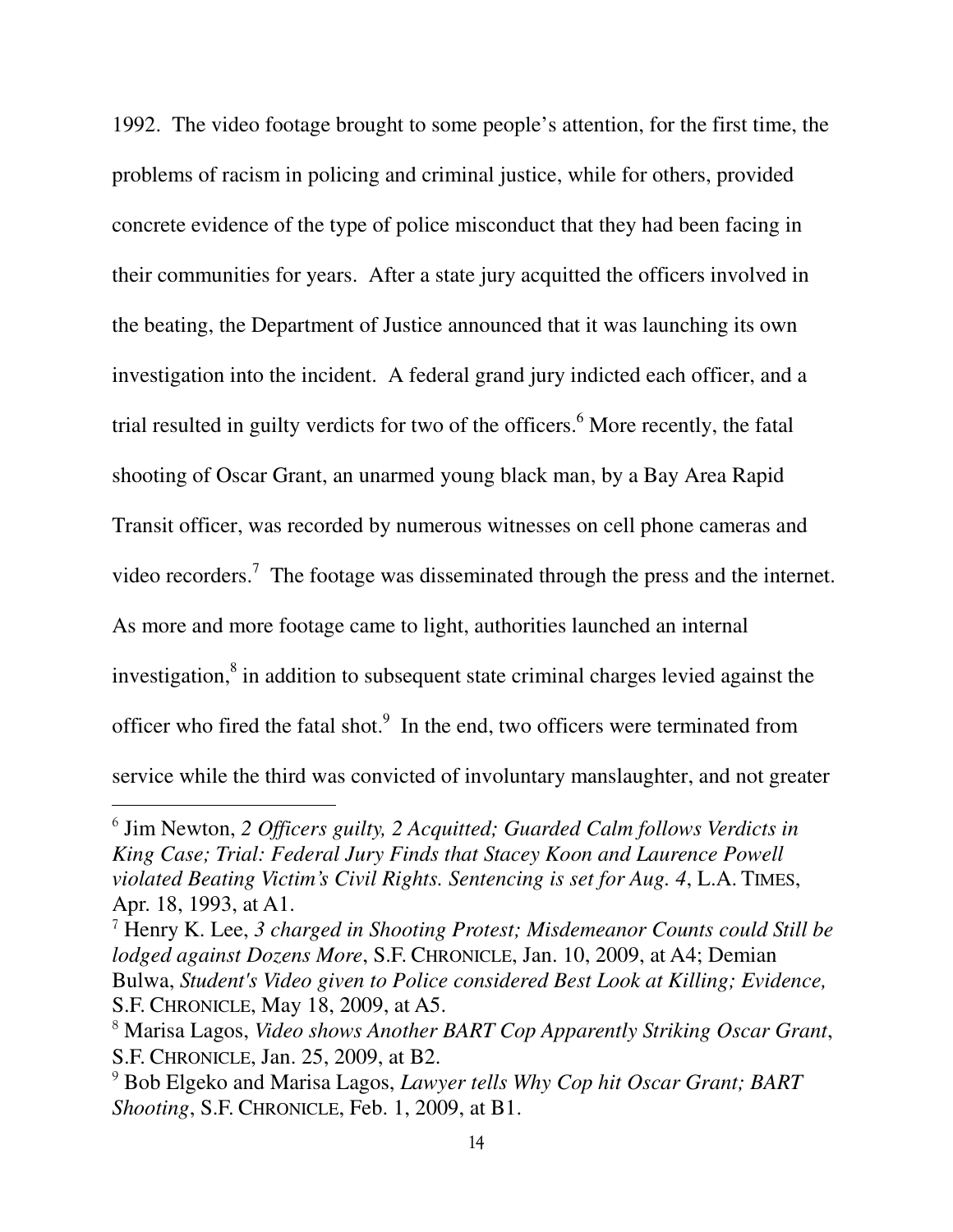1992. The video footage brought to some people's attention, for the first time, the problems of racism in policing and criminal justice, while for others, provided concrete evidence of the type of police misconduct that they had been facing in their communities for years. After a state jury acquitted the officers involved in the beating, the Department of Justice announced that it was launching its own investigation into the incident. A federal grand jury indicted each officer, and a trial resulted in guilty verdicts for two of the officers.[6] More recently, the fatal shooting of Oscar Grant, an unarmed young black man, by a Bay Area Rapid Transit officer, was recorded by numerous witnesses on cell phone cameras and video recorders.[7] The footage was disseminated through the press and the internet. As more and more footage came to light, authorities launched an internal investigation,[8] in addition to subsequent state criminal charges levied against the officer who fired the fatal shot.[9] In the end, two officers were terminated from service while the third was convicted of involuntary manslaughter, and not greater

---

[6] Jim Newton, *2 Officers guilty, 2 Acquitted; Guarded Calm follows Verdicts in King Case; Trial: Federal Jury Finds that Stacey Koon and Laurence Powell violated Beating Victim's Civil Rights. Sentencing is set for Aug. 4*, L.A. TIMES, Apr. 18, 1993, at A1.

[7] Henry K. Lee, *3 charged in Shooting Protest; Misdemeanor Counts could Still be lodged against Dozens More*, S.F. CHRONICLE, Jan. 10, 2009, at A4; Demian Bulwa, *Student's Video given to Police considered Best Look at Killing; Evidence,* S.F. CHRONICLE, May 18, 2009, at A5.

[8] Marisa Lagos, *Video shows Another BART Cop Apparently Striking Oscar Grant*, S.F. CHRONICLE, Jan. 25, 2009, at B2.

[9] Bob Elgeko and Marisa Lagos, *Lawyer tells Why Cop hit Oscar Grant; BART Shooting*, S.F. CHRONICLE, Feb. 1, 2009, at B1.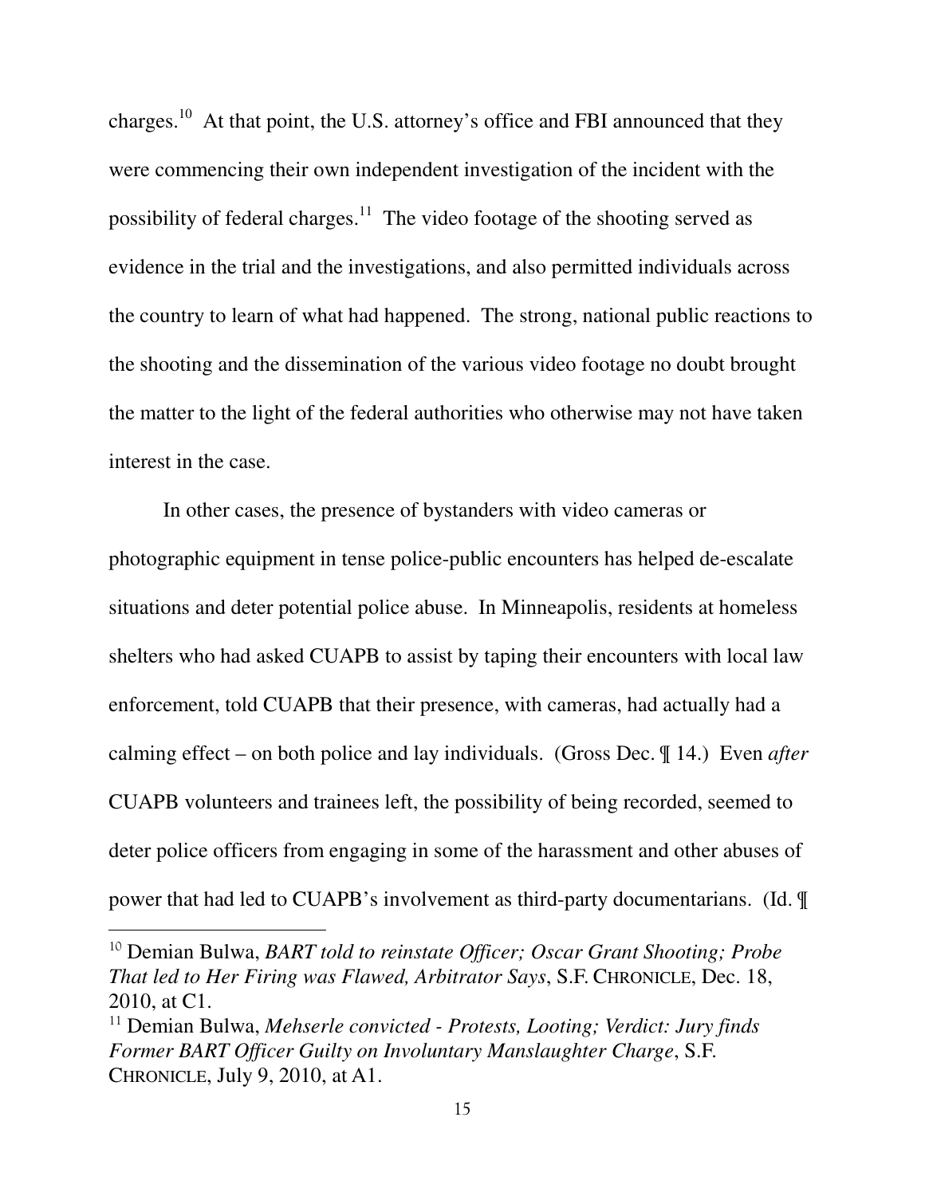charges.[10] At that point, the U.S. attorney's office and FBI announced that they were commencing their own independent investigation of the incident with the possibility of federal charges.[11] The video footage of the shooting served as evidence in the trial and the investigations, and also permitted individuals across the country to learn of what had happened. The strong, national public reactions to the shooting and the dissemination of the various video footage no doubt brought the matter to the light of the federal authorities who otherwise may not have taken interest in the case.

In other cases, the presence of bystanders with video cameras or photographic equipment in tense police-public encounters has helped de-escalate situations and deter potential police abuse. In Minneapolis, residents at homeless shelters who had asked CUAPB to assist by taping their encounters with local law enforcement, told CUAPB that their presence, with cameras, had actually had a calming effect – on both police and lay individuals. (Gross Dec. ¶ 14.) Even *after* CUAPB volunteers and trainees left, the possibility of being recorded, seemed to deter police officers from engaging in some of the harassment and other abuses of power that had led to CUAPB's involvement as third-party documentarians. (Id. ¶

---

[10] Demian Bulwa, *BART told to reinstate Officer; Oscar Grant Shooting; Probe That led to Her Firing was Flawed, Arbitrator Says*, S.F. CHRONICLE, Dec. 18, 2010, at C1.

[11] Demian Bulwa, *Mehserle convicted - Protests, Looting; Verdict: Jury finds Former BART Officer Guilty on Involuntary Manslaughter Charge*, S.F. CHRONICLE, July 9, 2010, at A1.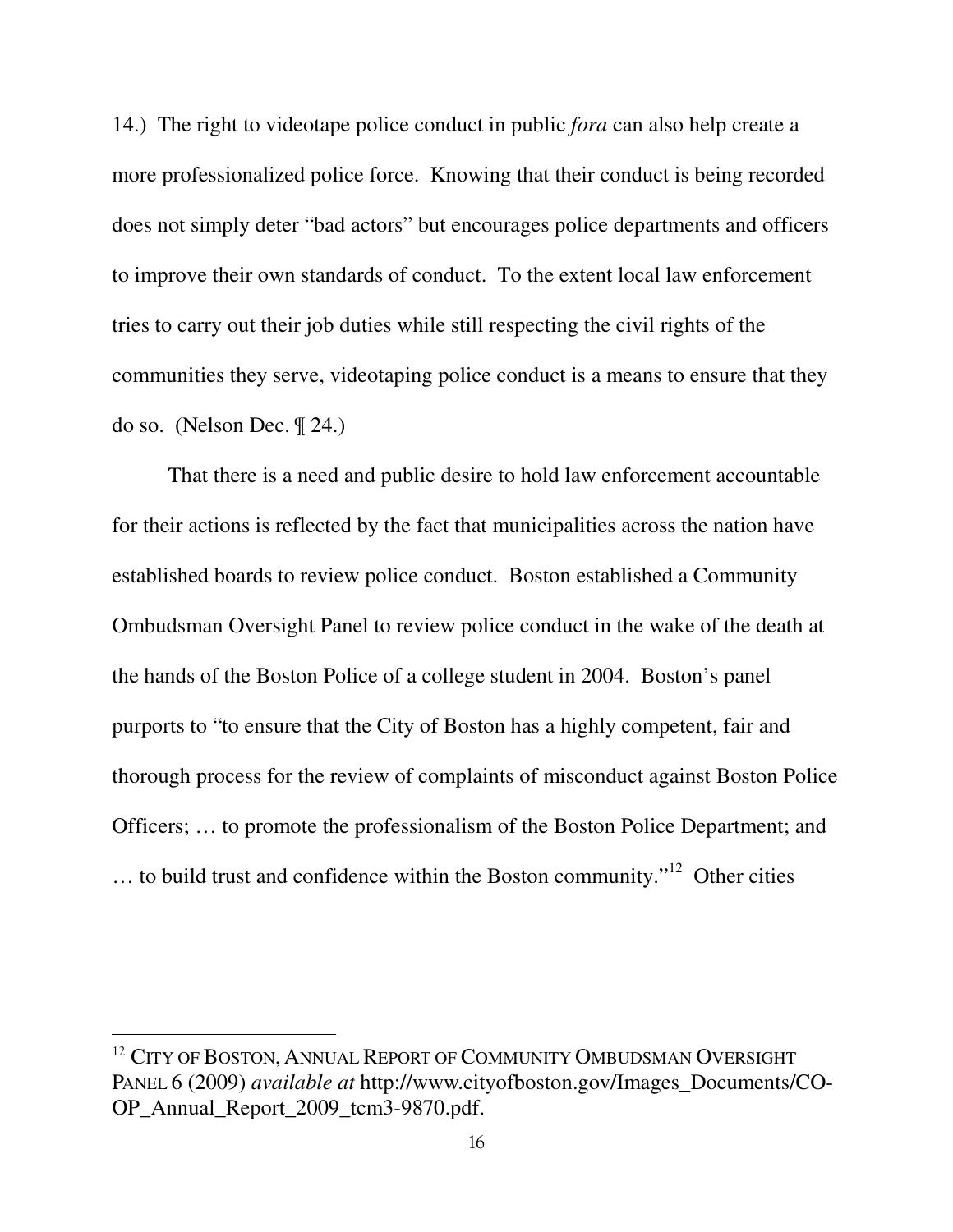14.) The right to videotape police conduct in public *fora* can also help create a more professionalized police force. Knowing that their conduct is being recorded does not simply deter "bad actors" but encourages police departments and officers to improve their own standards of conduct. To the extent local law enforcement tries to carry out their job duties while still respecting the civil rights of the communities they serve, videotaping police conduct is a means to ensure that they do so. (Nelson Dec. ¶ 24.)

That there is a need and public desire to hold law enforcement accountable for their actions is reflected by the fact that municipalities across the nation have established boards to review police conduct. Boston established a Community Ombudsman Oversight Panel to review police conduct in the wake of the death at the hands of the Boston Police of a college student in 2004. Boston's panel purports to "to ensure that the City of Boston has a highly competent, fair and thorough process for the review of complaints of misconduct against Boston Police Officers; … to promote the professionalism of the Boston Police Department; and … to build trust and confidence within the Boston community."[12] Other cities

---

[12] CITY OF BOSTON, ANNUAL REPORT OF COMMUNITY OMBUDSMAN OVERSIGHT PANEL 6 (2009) *available at* http://www.cityofboston.gov/Images_Documents/CO-OP_Annual_Report_2009_tcm3-9870.pdf.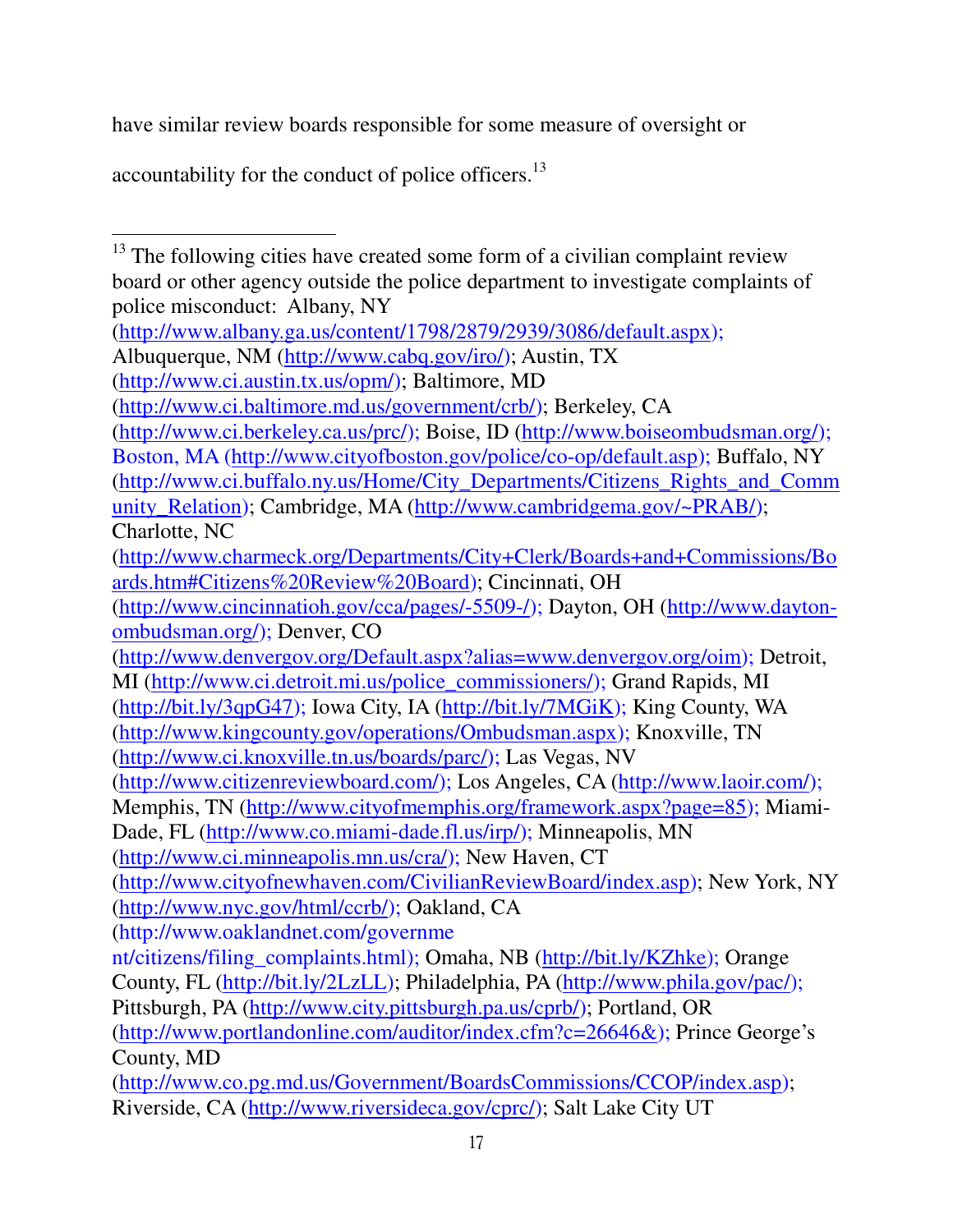have similar review boards responsible for some measure of oversight or accountability for the conduct of police officers.[13]

---

[13] The following cities have created some form of a civilian complaint review board or other agency outside the police department to investigate complaints of police misconduct: Albany, NY (http://www.albany.ga.us/content/1798/2879/2939/3086/default.aspx); Albuquerque, NM (http://www.cabq.gov/iro/); Austin, TX (http://www.ci.austin.tx.us/opm/); Baltimore, MD (http://www.ci.baltimore.md.us/government/crb/); Berkeley, CA (http://www.ci.berkeley.ca.us/prc/); Boise, ID (http://www.boiseombudsman.org/); Boston, MA (http://www.cityofboston.gov/police/co-op/default.asp); Buffalo, NY (http://www.ci.buffalo.ny.us/Home/City_Departments/Citizens_Rights_and_Community_Relation); Cambridge, MA (http://www.cambridgema.gov/~PRAB/); Charlotte, NC (http://www.charmeck.org/Departments/City+Clerk/Boards+and+Commissions/Boards.htm#Citizens%20Review%20Board); Cincinnati, OH (http://www.cincinnatioh.gov/cca/pages/-5509-/); Dayton, OH (http://www.dayton-ombudsman.org/); Denver, CO (http://www.denvergov.org/Default.aspx?alias=www.denvergov.org/oim); Detroit, MI (http://www.ci.detroit.mi.us/police_commissioners/); Grand Rapids, MI (http://bit.ly/3qpG47); Iowa City, IA (http://bit.ly/7MGiK); King County, WA (http://www.kingcounty.gov/operations/Ombudsman.aspx); Knoxville, TN (http://www.ci.knoxville.tn.us/boards/parc/); Las Vegas, NV (http://www.citizenreviewboard.com/); Los Angeles, CA (http://www.laoir.com/); Memphis, TN (http://www.cityofmemphis.org/framework.aspx?page=85); Miami-Dade, FL (http://www.co.miami-dade.fl.us/irp/); Minneapolis, MN (http://www.ci.minneapolis.mn.us/cra/); New Haven, CT (http://www.cityofnewhaven.com/CivilianReviewBoard/index.asp); New York, NY (http://www.nyc.gov/html/ccrb/); Oakland, CA (http://www.oaklandnet.com/government/citizens/filing_complaints.html); Omaha, NB (http://bit.ly/KZhke); Orange County, FL (http://bit.ly/2LzLL); Philadelphia, PA (http://www.phila.gov/pac/); Pittsburgh, PA (http://www.city.pittsburgh.pa.us/cprb/); Portland, OR (http://www.portlandonline.com/auditor/index.cfm?c=26646&); Prince George's County, MD (http://www.co.pg.md.us/Government/BoardsCommissions/CCOP/index.asp); Riverside, CA (http://www.riversideca.gov/cprc/); Salt Lake City UT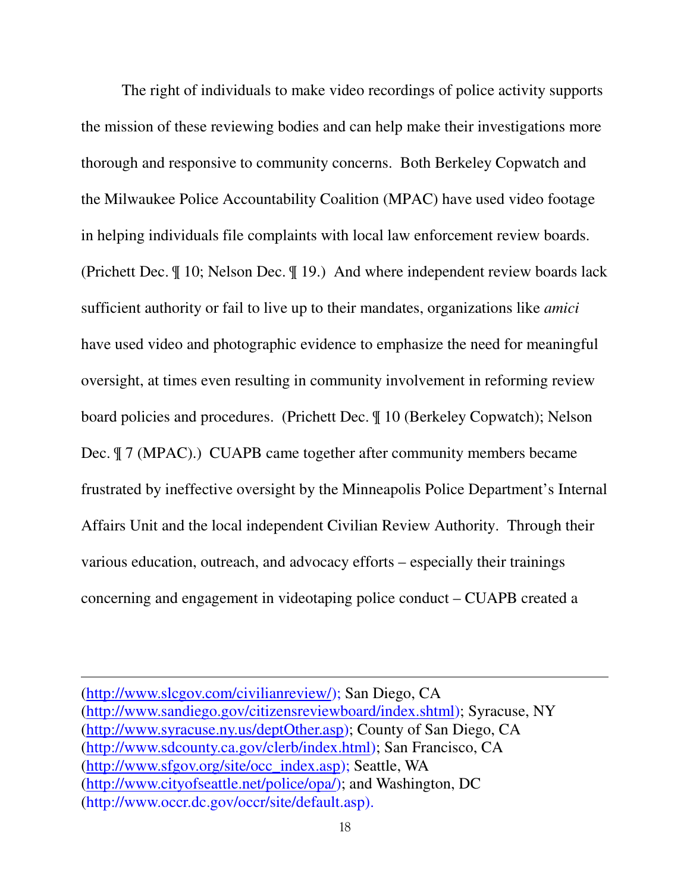The right of individuals to make video recordings of police activity supports the mission of these reviewing bodies and can help make their investigations more thorough and responsive to community concerns. Both Berkeley Copwatch and the Milwaukee Police Accountability Coalition (MPAC) have used video footage in helping individuals file complaints with local law enforcement review boards. (Prichett Dec. ¶ 10; Nelson Dec. ¶ 19.) And where independent review boards lack sufficient authority or fail to live up to their mandates, organizations like *amici* have used video and photographic evidence to emphasize the need for meaningful oversight, at times even resulting in community involvement in reforming review board policies and procedures. (Prichett Dec. ¶ 10 (Berkeley Copwatch); Nelson Dec. ¶ 7 (MPAC).) CUAPB came together after community members became frustrated by ineffective oversight by the Minneapolis Police Department's Internal Affairs Unit and the local independent Civilian Review Authority. Through their various education, outreach, and advocacy efforts – especially their trainings concerning and engagement in videotaping police conduct – CUAPB created a

---

(http://www.slcgov.com/civilianreview/); San Diego, CA (http://www.sandiego.gov/citizensreviewboard/index.shtml); Syracuse, NY (http://www.syracuse.ny.us/deptOther.asp); County of San Diego, CA (http://www.sdcounty.ca.gov/clerb/index.html); San Francisco, CA (http://www.sfgov.org/site/occ_index.asp); Seattle, WA (http://www.cityofseattle.net/police/opa/); and Washington, DC (http://www.occr.dc.gov/occr/site/default.asp).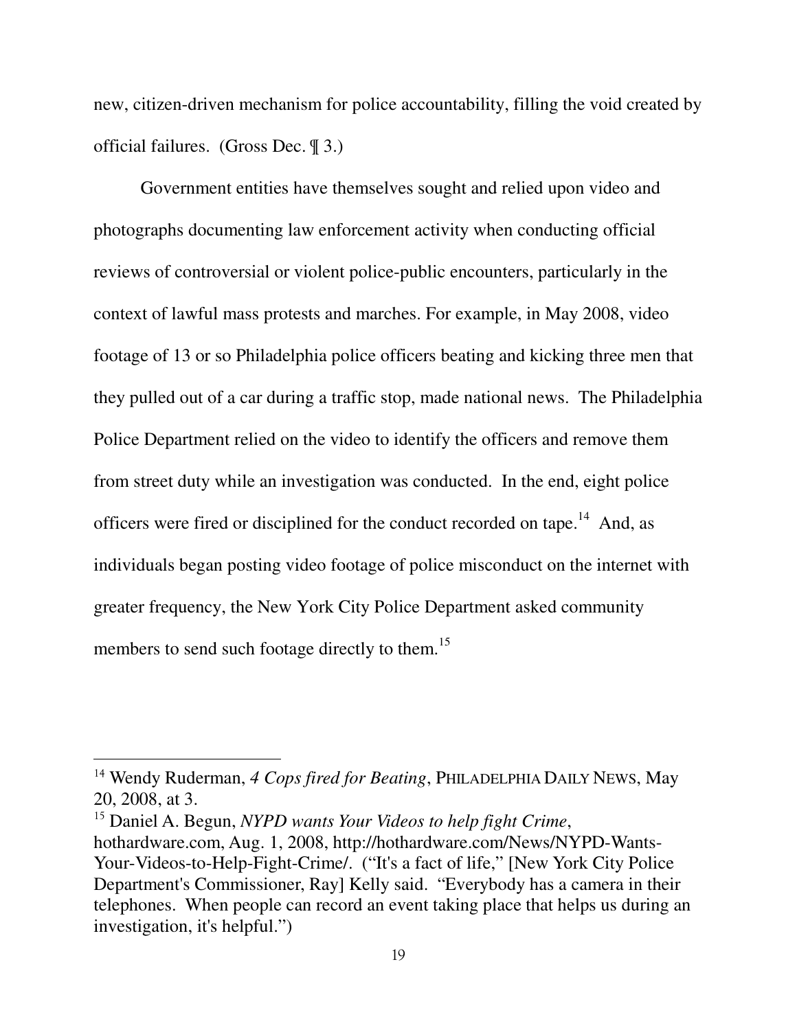new, citizen-driven mechanism for police accountability, filling the void created by official failures. (Gross Dec. ¶ 3.)

Government entities have themselves sought and relied upon video and photographs documenting law enforcement activity when conducting official reviews of controversial or violent police-public encounters, particularly in the context of lawful mass protests and marches. For example, in May 2008, video footage of 13 or so Philadelphia police officers beating and kicking three men that they pulled out of a car during a traffic stop, made national news. The Philadelphia Police Department relied on the video to identify the officers and remove them from street duty while an investigation was conducted. In the end, eight police officers were fired or disciplined for the conduct recorded on tape.[14] And, as individuals began posting video footage of police misconduct on the internet with greater frequency, the New York City Police Department asked community members to send such footage directly to them.[15]

---

[14] Wendy Ruderman, *4 Cops fired for Beating*, PHILADELPHIA DAILY NEWS, May 20, 2008, at 3.

[15] Daniel A. Begun, *NYPD wants Your Videos to help fight Crime*, hothardware.com, Aug. 1, 2008, http://hothardware.com/News/NYPD-Wants-Your-Videos-to-Help-Fight-Crime/. ("It's a fact of life," [New York City Police Department's Commissioner, Ray] Kelly said. "Everybody has a camera in their telephones. When people can record an event taking place that helps us during an investigation, it's helpful.")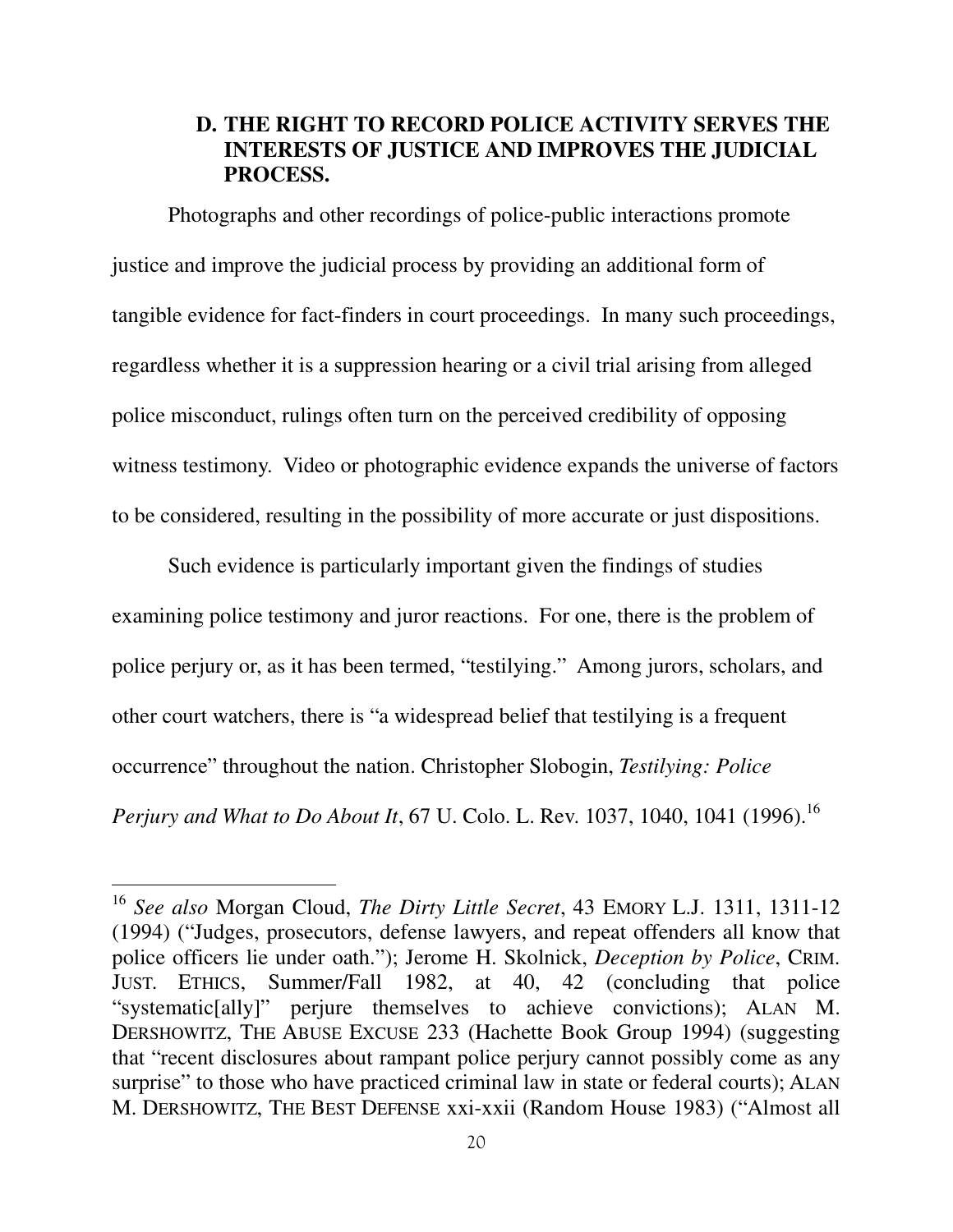### D. THE RIGHT TO RECORD POLICE ACTIVITY SERVES THE INTERESTS OF JUSTICE AND IMPROVES THE JUDICIAL PROCESS.

Photographs and other recordings of police-public interactions promote justice and improve the judicial process by providing an additional form of tangible evidence for fact-finders in court proceedings. In many such proceedings, regardless whether it is a suppression hearing or a civil trial arising from alleged police misconduct, rulings often turn on the perceived credibility of opposing witness testimony. Video or photographic evidence expands the universe of factors to be considered, resulting in the possibility of more accurate or just dispositions.

Such evidence is particularly important given the findings of studies examining police testimony and juror reactions. For one, there is the problem of police perjury or, as it has been termed, "testilying." Among jurors, scholars, and other court watchers, there is "a widespread belief that testilying is a frequent occurrence" throughout the nation. Christopher Slobogin, *Testilying: Police Perjury and What to Do About It*, 67 U. Colo. L. Rev. 1037, 1040, 1041 (1996).[16]

---

[16] *See also* Morgan Cloud, *The Dirty Little Secret*, 43 EMORY L.J. 1311, 1311-12 (1994) ("Judges, prosecutors, defense lawyers, and repeat offenders all know that police officers lie under oath."); Jerome H. Skolnick, *Deception by Police*, CRIM. JUST. ETHICS, Summer/Fall 1982, at 40, 42 (concluding that police "systematic[ally]" perjure themselves to achieve convictions); ALAN M. DERSHOWITZ, THE ABUSE EXCUSE 233 (Hachette Book Group 1994) (suggesting that "recent disclosures about rampant police perjury cannot possibly come as any surprise" to those who have practiced criminal law in state or federal courts); ALAN M. DERSHOWITZ, THE BEST DEFENSE xxi-xxii (Random House 1983) ("Almost all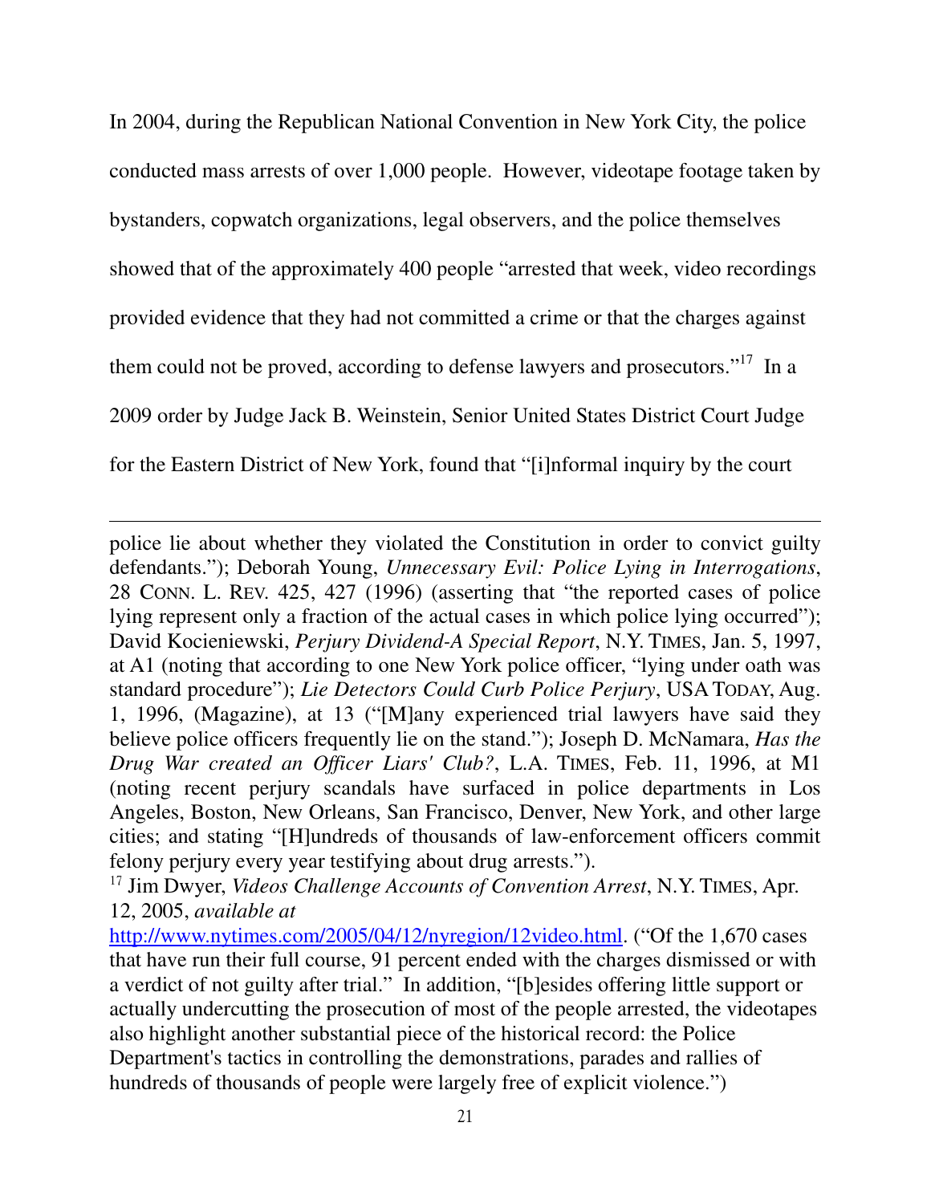In 2004, during the Republican National Convention in New York City, the police conducted mass arrests of over 1,000 people. However, videotape footage taken by bystanders, copwatch organizations, legal observers, and the police themselves showed that of the approximately 400 people "arrested that week, video recordings provided evidence that they had not committed a crime or that the charges against them could not be proved, according to defense lawyers and prosecutors."[17] In a 2009 order by Judge Jack B. Weinstein, Senior United States District Court Judge for the Eastern District of New York, found that "[i]nformal inquiry by the court

---

police lie about whether they violated the Constitution in order to convict guilty defendants."); Deborah Young, *Unnecessary Evil: Police Lying in Interrogations*, 28 CONN. L. REV. 425, 427 (1996) (asserting that "the reported cases of police lying represent only a fraction of the actual cases in which police lying occurred"); David Kocieniewski, *Perjury Dividend-A Special Report*, N.Y. TIMES, Jan. 5, 1997, at A1 (noting that according to one New York police officer, "lying under oath was standard procedure"); *Lie Detectors Could Curb Police Perjury*, USA TODAY, Aug. 1, 1996, (Magazine), at 13 ("[M]any experienced trial lawyers have said they believe police officers frequently lie on the stand."); Joseph D. McNamara, *Has the Drug War created an Officer Liars' Club?*, L.A. TIMES, Feb. 11, 1996, at M1 (noting recent perjury scandals have surfaced in police departments in Los Angeles, Boston, New Orleans, San Francisco, Denver, New York, and other large cities; and stating "[H]undreds of thousands of law-enforcement officers commit felony perjury every year testifying about drug arrests.").

[17] Jim Dwyer, *Videos Challenge Accounts of Convention Arrest*, N.Y. TIMES, Apr. 12, 2005, *available at* http://www.nytimes.com/2005/04/12/nyregion/12video.html. ("Of the 1,670 cases that have run their full course, 91 percent ended with the charges dismissed or with a verdict of not guilty after trial." In addition, "[b]esides offering little support or actually undercutting the prosecution of most of the people arrested, the videotapes also highlight another substantial piece of the historical record: the Police Department's tactics in controlling the demonstrations, parades and rallies of hundreds of thousands of people were largely free of explicit violence.")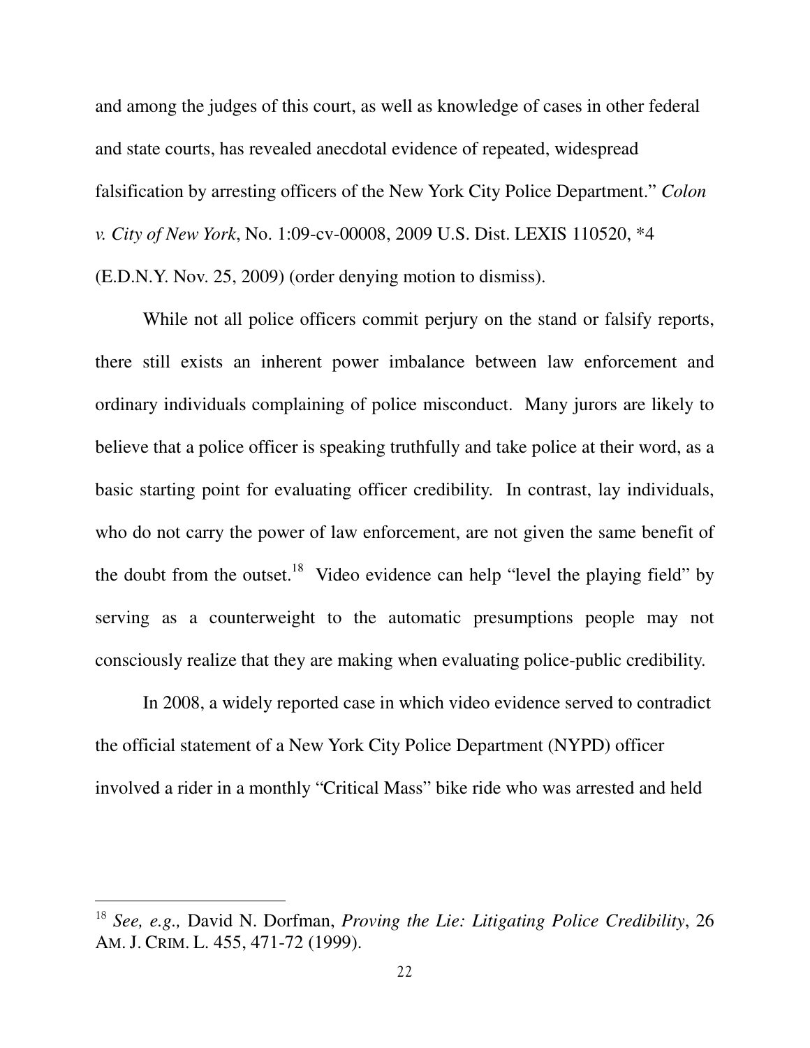and among the judges of this court, as well as knowledge of cases in other federal and state courts, has revealed anecdotal evidence of repeated, widespread falsification by arresting officers of the New York City Police Department." *Colon v. City of New York*, No. 1:09-cv-00008, 2009 U.S. Dist. LEXIS 110520, *4 (E.D.N.Y. Nov. 25, 2009) (order denying motion to dismiss).

While not all police officers commit perjury on the stand or falsify reports, there still exists an inherent power imbalance between law enforcement and ordinary individuals complaining of police misconduct. Many jurors are likely to believe that a police officer is speaking truthfully and take police at their word, as a basic starting point for evaluating officer credibility. In contrast, lay individuals, who do not carry the power of law enforcement, are not given the same benefit of the doubt from the outset.[18] Video evidence can help "level the playing field" by serving as a counterweight to the automatic presumptions people may not consciously realize that they are making when evaluating police-public credibility.

In 2008, a widely reported case in which video evidence served to contradict the official statement of a New York City Police Department (NYPD) officer involved a rider in a monthly "Critical Mass" bike ride who was arrested and held

---

[18] *See, e.g.,* David N. Dorfman, *Proving the Lie: Litigating Police Credibility*, 26 AM. J. CRIM. L. 455, 471-72 (1999).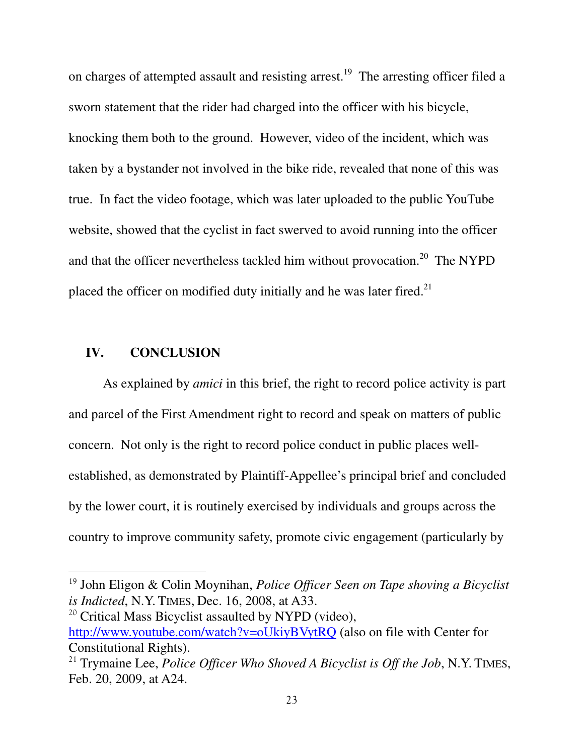on charges of attempted assault and resisting arrest.[19] The arresting officer filed a sworn statement that the rider had charged into the officer with his bicycle, knocking them both to the ground. However, video of the incident, which was taken by a bystander not involved in the bike ride, revealed that none of this was true. In fact the video footage, which was later uploaded to the public YouTube website, showed that the cyclist in fact swerved to avoid running into the officer and that the officer nevertheless tackled him without provocation.[20] The NYPD placed the officer on modified duty initially and he was later fired.[21]

## IV. CONCLUSION

As explained by *amici* in this brief, the right to record police activity is part and parcel of the First Amendment right to record and speak on matters of public concern. Not only is the right to record police conduct in public places well-established, as demonstrated by Plaintiff-Appellee's principal brief and concluded by the lower court, it is routinely exercised by individuals and groups across the country to improve community safety, promote civic engagement (particularly by

---

[19] John Eligon & Colin Moynihan, *Police Officer Seen on Tape shoving a Bicyclist is Indicted*, N.Y. TIMES, Dec. 16, 2008, at A33.

[20] Critical Mass Bicyclist assaulted by NYPD (video), http://www.youtube.com/watch?v=oUkiyBVytRQ (also on file with Center for Constitutional Rights).

[21] Trymaine Lee, *Police Officer Who Shoved A Bicyclist is Off the Job*, N.Y. TIMES, Feb. 20, 2009, at A24.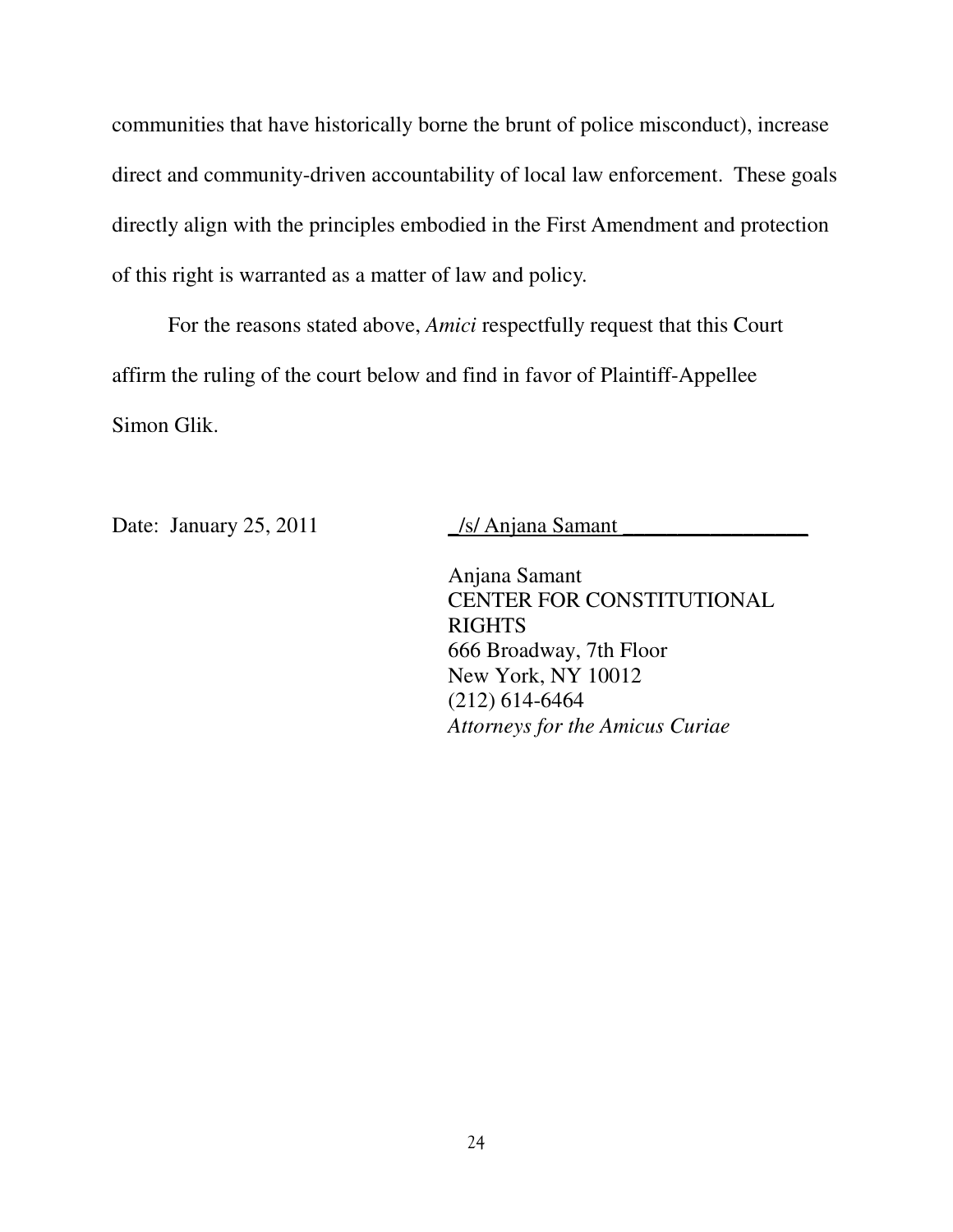communities that have historically borne the brunt of police misconduct), increase direct and community-driven accountability of local law enforcement. These goals directly align with the principles embodied in the First Amendment and protection of this right is warranted as a matter of law and policy.

For the reasons stated above, *Amici* respectfully request that this Court affirm the ruling of the court below and find in favor of Plaintiff-Appellee Simon Glik.

Date: January 25, 2011

/s/ Anjana Samant

Anjana Samant
CENTER FOR CONSTITUTIONAL RIGHTS
666 Broadway, 7th Floor
New York, NY 10012
(212) 614-6464
*Attorneys for the Amicus Curiae*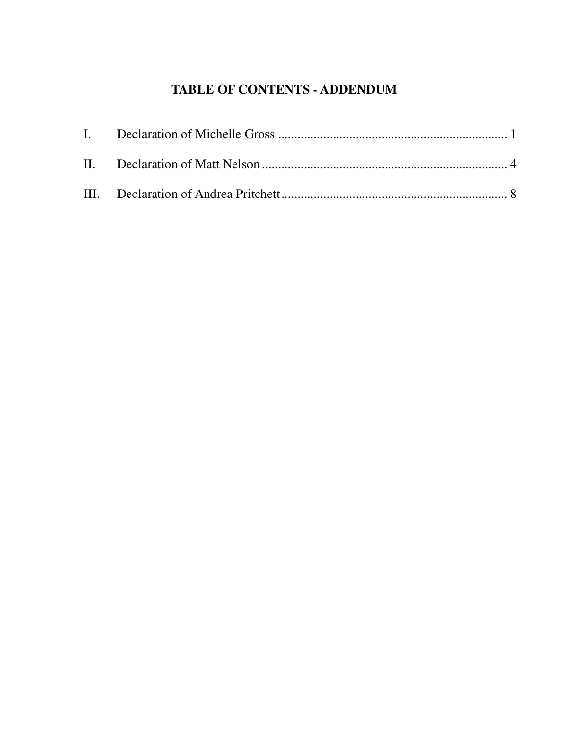# TABLE OF CONTENTS - ADDENDUM

I. Declaration of Michelle Gross ........................................................................ 1

II. Declaration of Matt Nelson ............................................................................ 4

III. Declaration of Andrea Pritchett ...................................................................... 8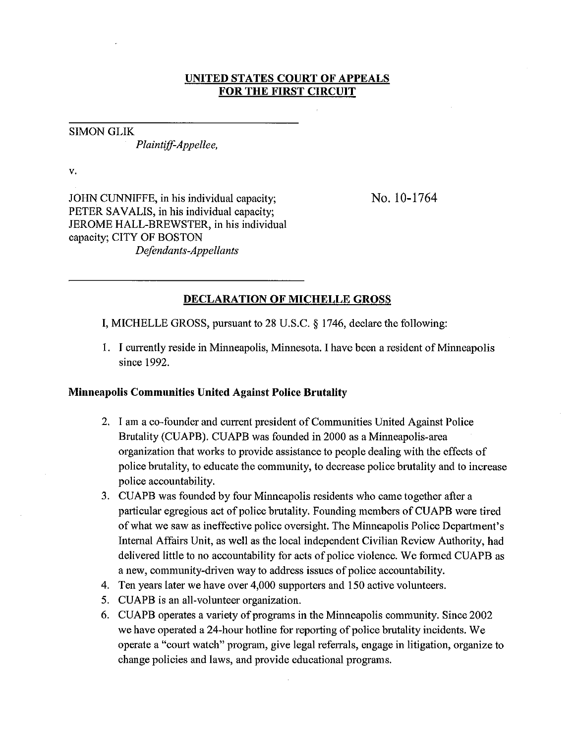**UNITED STATES COURT OF APPEALS**
**FOR THE FIRST CIRCUIT**

---

SIMON GLIK
*Plaintiff-Appellee,*

v.

JOHN CUNNIFFE, in his individual capacity; PETER SAVALIS, in his individual capacity; JEROME HALL-BREWSTER, in his individual capacity; CITY OF BOSTON
*Defendants-Appellants*

No. 10-1764

---

## DECLARATION OF MICHELLE GROSS

I, MICHELLE GROSS, pursuant to 28 U.S.C. § 1746, declare the following:

1. I currently reside in Minneapolis, Minnesota. I have been a resident of Minneapolis since 1992.

### Minneapolis Communities United Against Police Brutality

2. I am a co-founder and current president of Communities United Against Police Brutality (CUAPB). CUAPB was founded in 2000 as a Minneapolis-area organization that works to provide assistance to people dealing with the effects of police brutality, to educate the community, to decrease police brutality and to increase police accountability.
3. CUAPB was founded by four Minneapolis residents who came together after a particular egregious act of police brutality. Founding members of CUAPB were tired of what we saw as ineffective police oversight. The Minneapolis Police Department's Internal Affairs Unit, as well as the local independent Civilian Review Authority, had delivered little to no accountability for acts of police violence. We formed CUAPB as a new, community-driven way to address issues of police accountability.
4. Ten years later we have over 4,000 supporters and 150 active volunteers.
5. CUAPB is an all-volunteer organization.
6. CUAPB operates a variety of programs in the Minneapolis community. Since 2002 we have operated a 24-hour hotline for reporting of police brutality incidents. We operate a "court watch" program, give legal referrals, engage in litigation, organize to change policies and laws, and provide educational programs.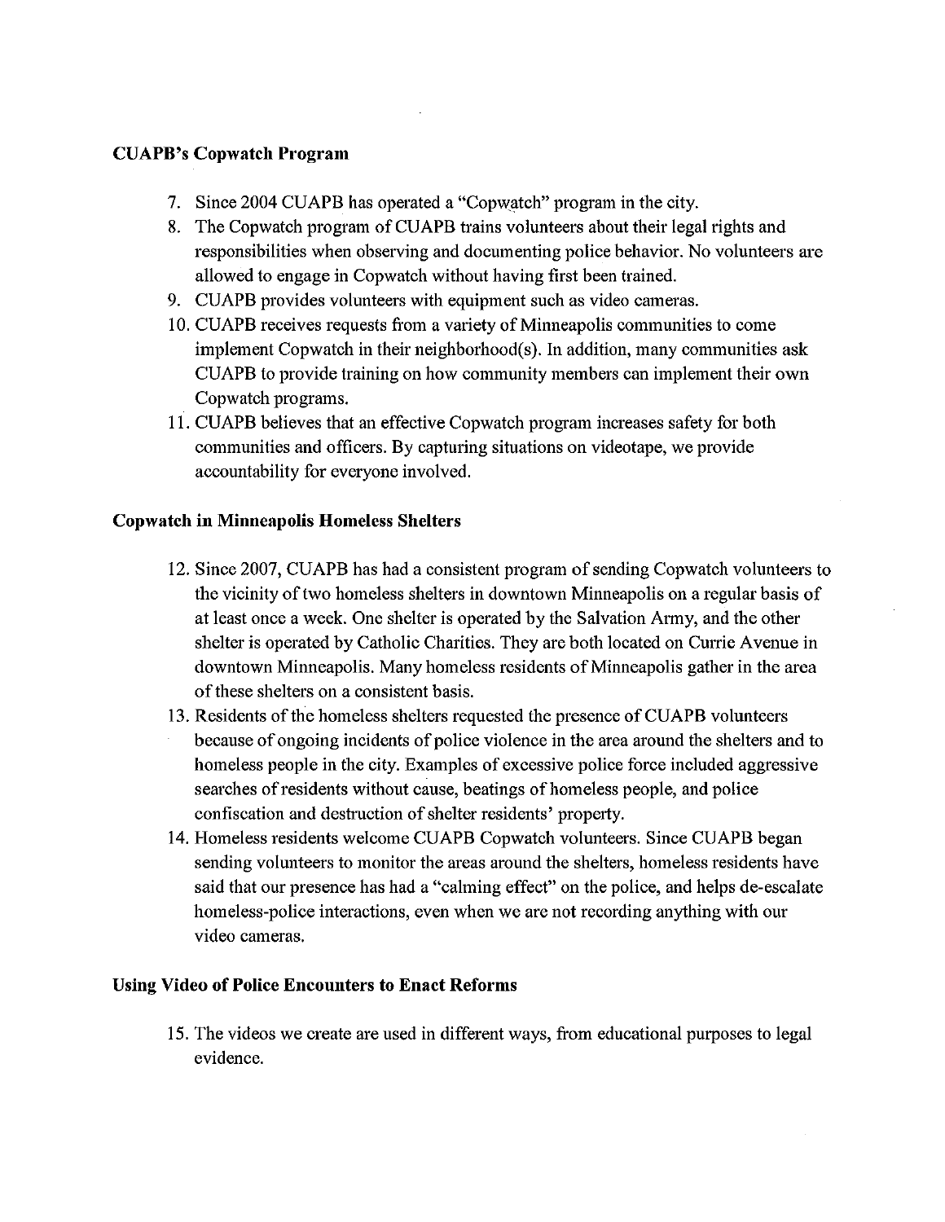**CUAPB's Copwatch Program**

7. Since 2004 CUAPB has operated a "Copwatch" program in the city.
8. The Copwatch program of CUAPB trains volunteers about their legal rights and responsibilities when observing and documenting police behavior. No volunteers are allowed to engage in Copwatch without having first been trained.
9. CUAPB provides volunteers with equipment such as video cameras.
10. CUAPB receives requests from a variety of Minneapolis communities to come implement Copwatch in their neighborhood(s). In addition, many communities ask CUAPB to provide training on how community members can implement their own Copwatch programs.
11. CUAPB believes that an effective Copwatch program increases safety for both communities and officers. By capturing situations on videotape, we provide accountability for everyone involved.

**Copwatch in Minneapolis Homeless Shelters**

12. Since 2007, CUAPB has had a consistent program of sending Copwatch volunteers to the vicinity of two homeless shelters in downtown Minneapolis on a regular basis of at least once a week. One shelter is operated by the Salvation Army, and the other shelter is operated by Catholic Charities. They are both located on Currie Avenue in downtown Minneapolis. Many homeless residents of Minneapolis gather in the area of these shelters on a consistent basis.
13. Residents of the homeless shelters requested the presence of CUAPB volunteers because of ongoing incidents of police violence in the area around the shelters and to homeless people in the city. Examples of excessive police force included aggressive searches of residents without cause, beatings of homeless people, and police confiscation and destruction of shelter residents' property.
14. Homeless residents welcome CUAPB Copwatch volunteers. Since CUAPB began sending volunteers to monitor the areas around the shelters, homeless residents have said that our presence has had a "calming effect" on the police, and helps de-escalate homeless-police interactions, even when we are not recording anything with our video cameras.

**Using Video of Police Encounters to Enact Reforms**

15. The videos we create are used in different ways, from educational purposes to legal evidence.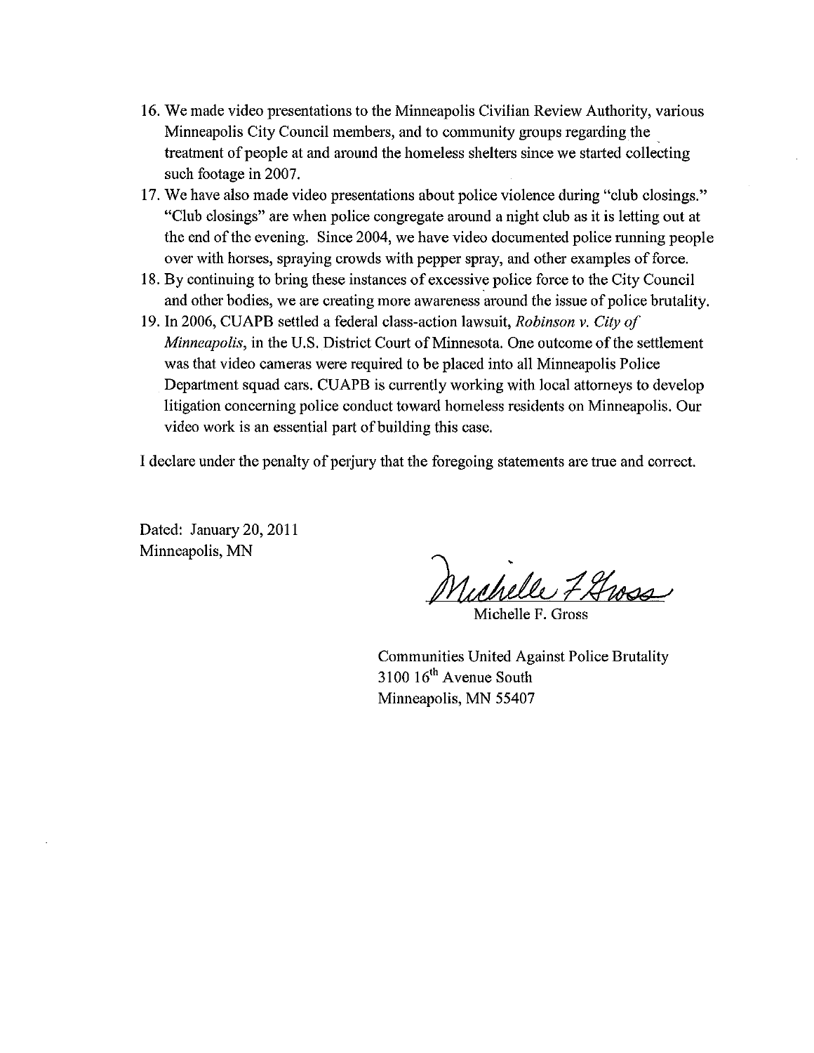16. We made video presentations to the Minneapolis Civilian Review Authority, various Minneapolis City Council members, and to community groups regarding the treatment of people at and around the homeless shelters since we started collecting such footage in 2007.
17. We have also made video presentations about police violence during "club closings." "Club closings" are when police congregate around a night club as it is letting out at the end of the evening. Since 2004, we have video documented police running people over with horses, spraying crowds with pepper spray, and other examples of force.
18. By continuing to bring these instances of excessive police force to the City Council and other bodies, we are creating more awareness around the issue of police brutality.
19. In 2006, CUAPB settled a federal class-action lawsuit, *Robinson v. City of Minneapolis*, in the U.S. District Court of Minnesota. One outcome of the settlement was that video cameras were required to be placed into all Minneapolis Police Department squad cars. CUAPB is currently working with local attorneys to develop litigation concerning police conduct toward homeless residents on Minneapolis. Our video work is an essential part of building this case.

I declare under the penalty of perjury that the foregoing statements are true and correct.

Dated: January 20, 2011
Minneapolis, MN

Michelle F. Gross

Michelle F. Gross

Communities United Against Police Brutality
3100 16th Avenue South
Minneapolis, MN 55407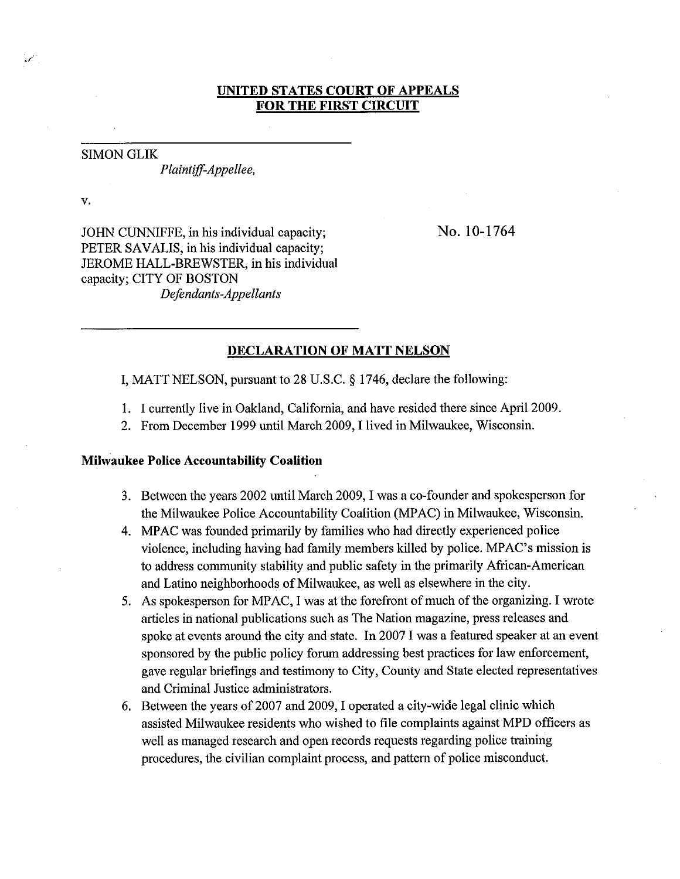**UNITED STATES COURT OF APPEALS**
**FOR THE FIRST CIRCUIT**

SIMON GLIK
*Plaintiff-Appellee,*

v.

JOHN CUNNIFFE, in his individual capacity;
PETER SAVALIS, in his individual capacity;
JEROME HALL-BREWSTER, in his individual
capacity; CITY OF BOSTON
*Defendants-Appellants*

No. 10-1764

**DECLARATION OF MATT NELSON**

I, MATT NELSON, pursuant to 28 U.S.C. § 1746, declare the following:

1. I currently live in Oakland, California, and have resided there since April 2009.
2. From December 1999 until March 2009, I lived in Milwaukee, Wisconsin.

**Milwaukee Police Accountability Coalition**

3. Between the years 2002 until March 2009, I was a co-founder and spokesperson for the Milwaukee Police Accountability Coalition (MPAC) in Milwaukee, Wisconsin.
4. MPAC was founded primarily by families who had directly experienced police violence, including having had family members killed by police. MPAC's mission is to address community stability and public safety in the primarily African-American and Latino neighborhoods of Milwaukee, as well as elsewhere in the city.
5. As spokesperson for MPAC, I was at the forefront of much of the organizing. I wrote articles in national publications such as The Nation magazine, press releases and spoke at events around the city and state. In 2007 I was a featured speaker at an event sponsored by the public policy forum addressing best practices for law enforcement, gave regular briefings and testimony to City, County and State elected representatives and Criminal Justice administrators.
6. Between the years of 2007 and 2009, I operated a city-wide legal clinic which assisted Milwaukee residents who wished to file complaints against MPD officers as well as managed research and open records requests regarding police training procedures, the civilian complaint process, and pattern of police misconduct.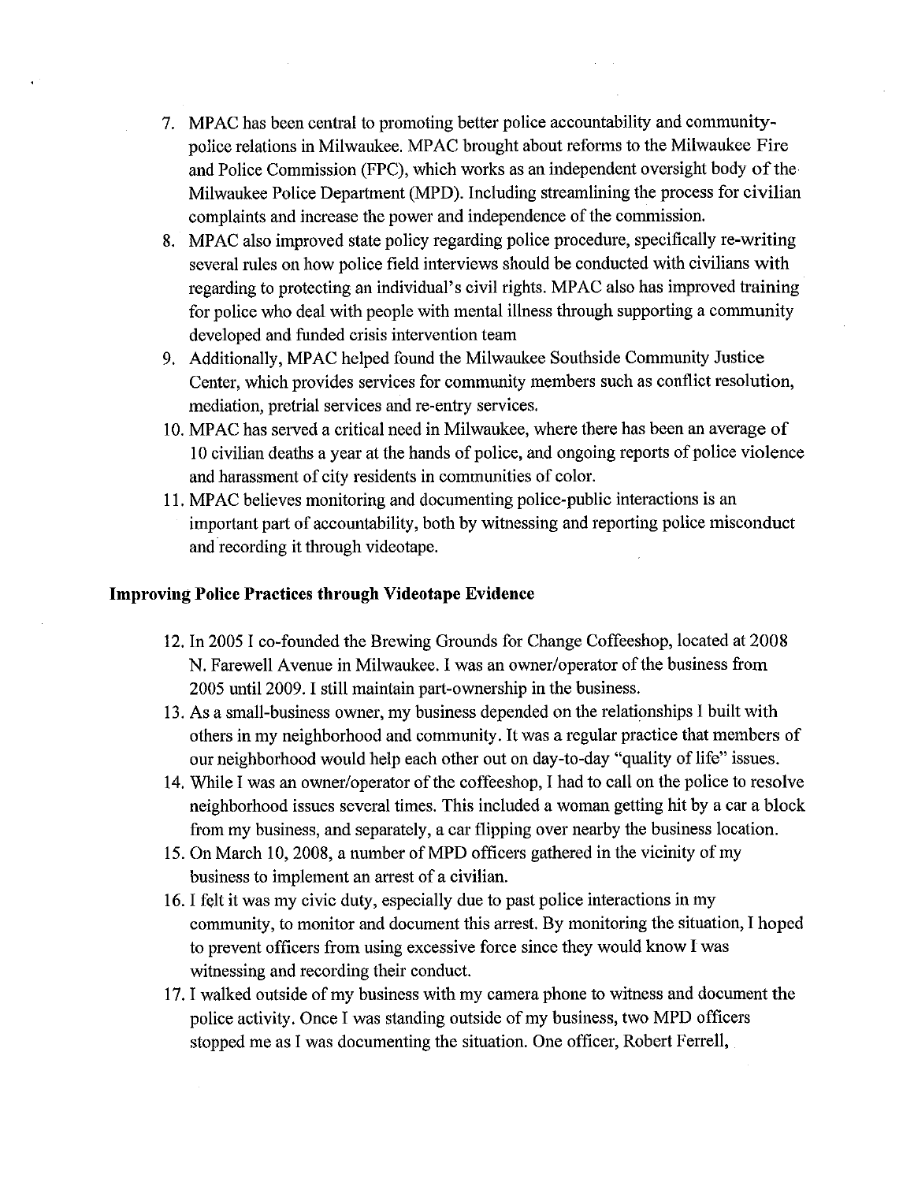7. MPAC has been central to promoting better police accountability and community-police relations in Milwaukee. MPAC brought about reforms to the Milwaukee Fire and Police Commission (FPC), which works as an independent oversight body of the Milwaukee Police Department (MPD). Including streamlining the process for civilian complaints and increase the power and independence of the commission.
8. MPAC also improved state policy regarding police procedure, specifically re-writing several rules on how police field interviews should be conducted with civilians with regarding to protecting an individual's civil rights. MPAC also has improved training for police who deal with people with mental illness through supporting a community developed and funded crisis intervention team
9. Additionally, MPAC helped found the Milwaukee Southside Community Justice Center, which provides services for community members such as conflict resolution, mediation, pretrial services and re-entry services.
10. MPAC has served a critical need in Milwaukee, where there has been an average of 10 civilian deaths a year at the hands of police, and ongoing reports of police violence and harassment of city residents in communities of color.
11. MPAC believes monitoring and documenting police-public interactions is an important part of accountability, both by witnessing and reporting police misconduct and recording it through videotape.

**Improving Police Practices through Videotape Evidence**

12. In 2005 I co-founded the Brewing Grounds for Change Coffeeshop, located at 2008 N. Farewell Avenue in Milwaukee. I was an owner/operator of the business from 2005 until 2009. I still maintain part-ownership in the business.
13. As a small-business owner, my business depended on the relationships I built with others in my neighborhood and community. It was a regular practice that members of our neighborhood would help each other out on day-to-day "quality of life" issues.
14. While I was an owner/operator of the coffeeshop, I had to call on the police to resolve neighborhood issues several times. This included a woman getting hit by a car a block from my business, and separately, a car flipping over nearby the business location.
15. On March 10, 2008, a number of MPD officers gathered in the vicinity of my business to implement an arrest of a civilian.
16. I felt it was my civic duty, especially due to past police interactions in my community, to monitor and document this arrest. By monitoring the situation, I hoped to prevent officers from using excessive force since they would know I was witnessing and recording their conduct.
17. I walked outside of my business with my camera phone to witness and document the police activity. Once I was standing outside of my business, two MPD officers stopped me as I was documenting the situation. One officer, Robert Ferrell,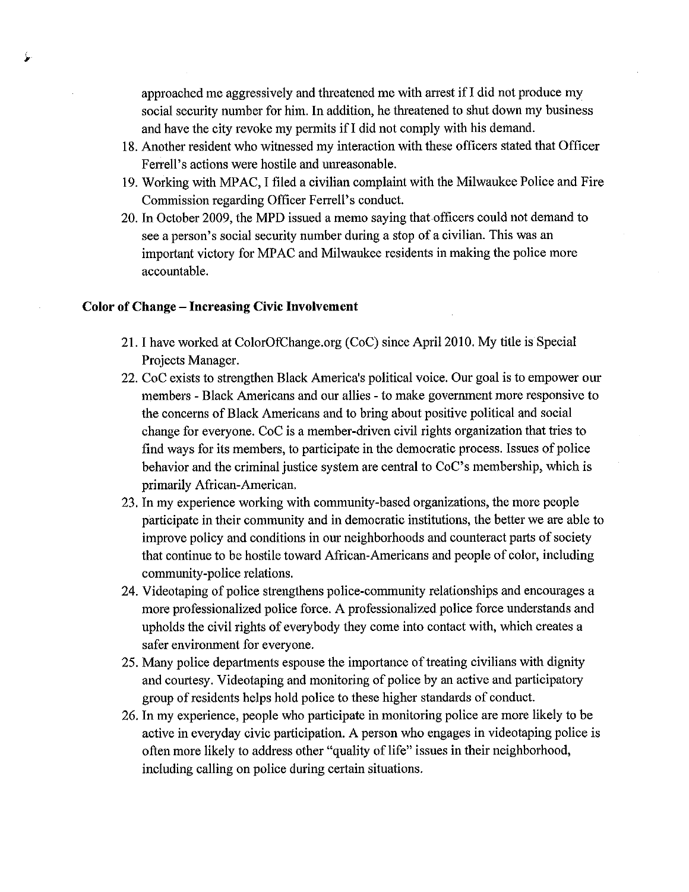approached me aggressively and threatened me with arrest if I did not produce my social security number for him. In addition, he threatened to shut down my business and have the city revoke my permits if I did not comply with his demand.

18. Another resident who witnessed my interaction with these officers stated that Officer Ferrell's actions were hostile and unreasonable.
19. Working with MPAC, I filed a civilian complaint with the Milwaukee Police and Fire Commission regarding Officer Ferrell's conduct.
20. In October 2009, the MPD issued a memo saying that officers could not demand to see a person's social security number during a stop of a civilian. This was an important victory for MPAC and Milwaukee residents in making the police more accountable.

**Color of Change – Increasing Civic Involvement**

21. I have worked at ColorOfChange.org (CoC) since April 2010. My title is Special Projects Manager.
22. CoC exists to strengthen Black America's political voice. Our goal is to empower our members - Black Americans and our allies - to make government more responsive to the concerns of Black Americans and to bring about positive political and social change for everyone. CoC is a member-driven civil rights organization that tries to find ways for its members, to participate in the democratic process. Issues of police behavior and the criminal justice system are central to CoC's membership, which is primarily African-American.
23. In my experience working with community-based organizations, the more people participate in their community and in democratic institutions, the better we are able to improve policy and conditions in our neighborhoods and counteract parts of society that continue to be hostile toward African-Americans and people of color, including community-police relations.
24. Videotaping of police strengthens police-community relationships and encourages a more professionalized police force. A professionalized police force understands and upholds the civil rights of everybody they come into contact with, which creates a safer environment for everyone.
25. Many police departments espouse the importance of treating civilians with dignity and courtesy. Videotaping and monitoring of police by an active and participatory group of residents helps hold police to these higher standards of conduct.
26. In my experience, people who participate in monitoring police are more likely to be active in everyday civic participation. A person who engages in videotaping police is often more likely to address other "quality of life" issues in their neighborhood, including calling on police during certain situations.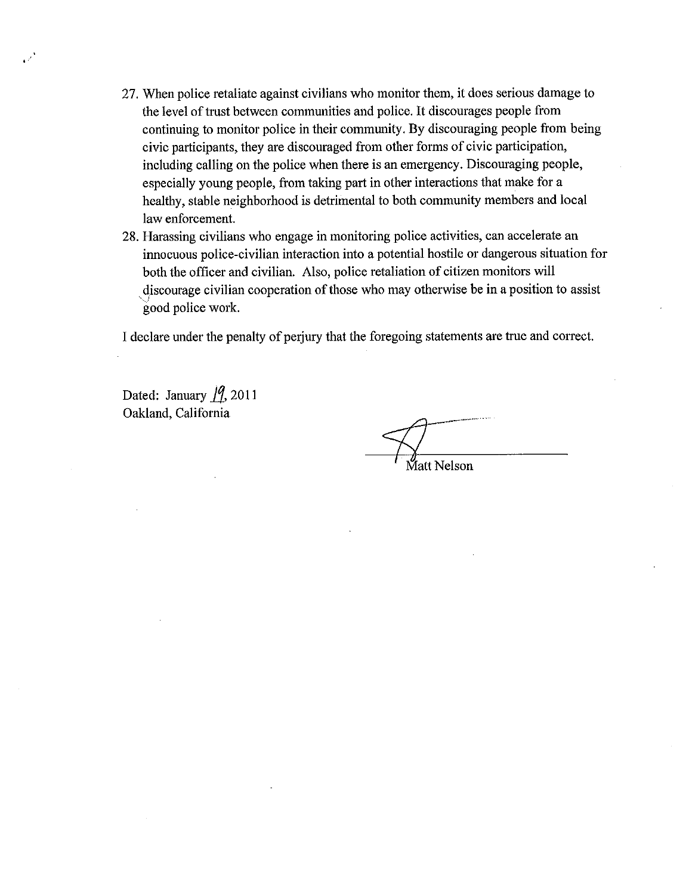27. When police retaliate against civilians who monitor them, it does serious damage to the level of trust between communities and police. It discourages people from continuing to monitor police in their community. By discouraging people from being civic participants, they are discouraged from other forms of civic participation, including calling on the police when there is an emergency. Discouraging people, especially young people, from taking part in other interactions that make for a healthy, stable neighborhood is detrimental to both community members and local law enforcement.
28. Harassing civilians who engage in monitoring police activities, can accelerate an innocuous police-civilian interaction into a potential hostile or dangerous situation for both the officer and civilian. Also, police retaliation of citizen monitors will discourage civilian cooperation of those who may otherwise be in a position to assist good police work.

I declare under the penalty of perjury that the foregoing statements are true and correct.

Dated: January 19, 2011
Oakland, California

Matt Nelson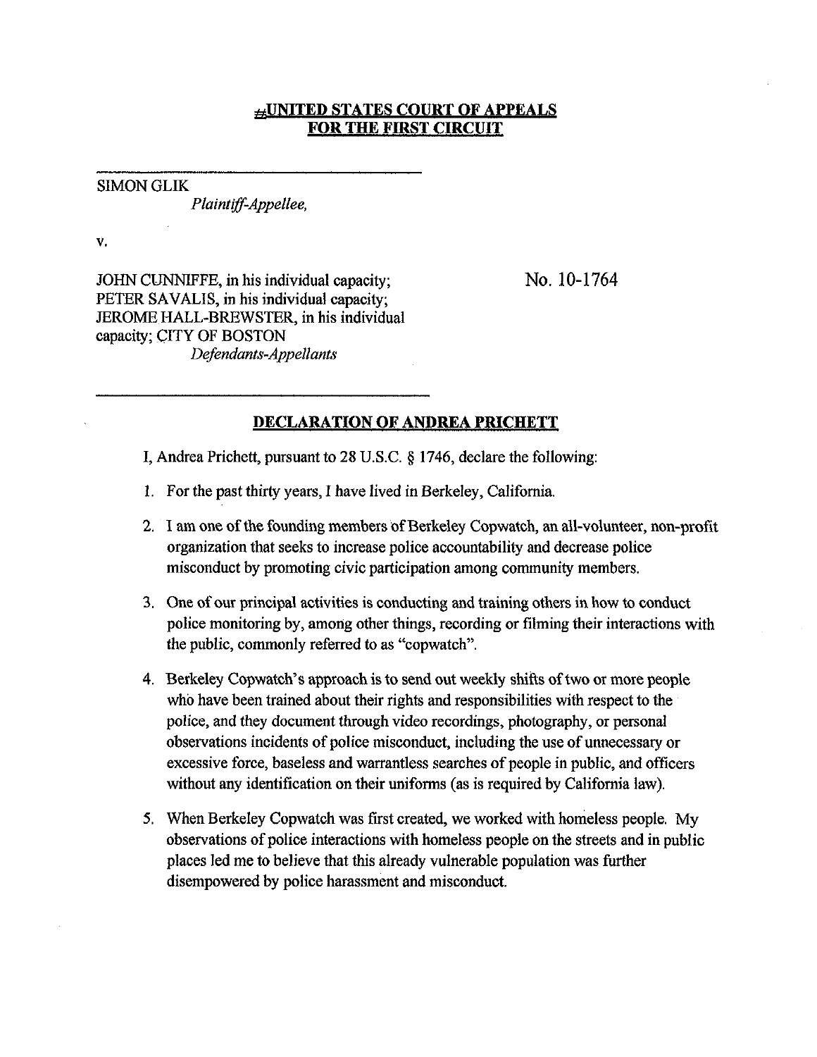**#UNITED STATES COURT OF APPEALS**
**FOR THE FIRST CIRCUIT**

---

SIMON GLIK
*Plaintiff-Appellee,*

v.

JOHN CUNNIFFE, in his individual capacity;
PETER SAVALIS, in his individual capacity;
JEROME HALL-BREWSTER, in his individual capacity; CITY OF BOSTON
*Defendants-Appellants*

No. 10-1764

---

**DECLARATION OF ANDREA PRICHETT**

I, Andrea Prichett, pursuant to 28 U.S.C. § 1746, declare the following:

1. For the past thirty years, I have lived in Berkeley, California.

2. I am one of the founding members of Berkeley Copwatch, an all-volunteer, non-profit organization that seeks to increase police accountability and decrease police misconduct by promoting civic participation among community members.

3. One of our principal activities is conducting and training others in how to conduct police monitoring by, among other things, recording or filming their interactions with the public, commonly referred to as "copwatch".

4. Berkeley Copwatch's approach is to send out weekly shifts of two or more people who have been trained about their rights and responsibilities with respect to the police, and they document through video recordings, photography, or personal observations incidents of police misconduct, including the use of unnecessary or excessive force, baseless and warrantless searches of people in public, and officers without any identification on their uniforms (as is required by California law).

5. When Berkeley Copwatch was first created, we worked with homeless people. My observations of police interactions with homeless people on the streets and in public places led me to believe that this already vulnerable population was further disempowered by police harassment and misconduct.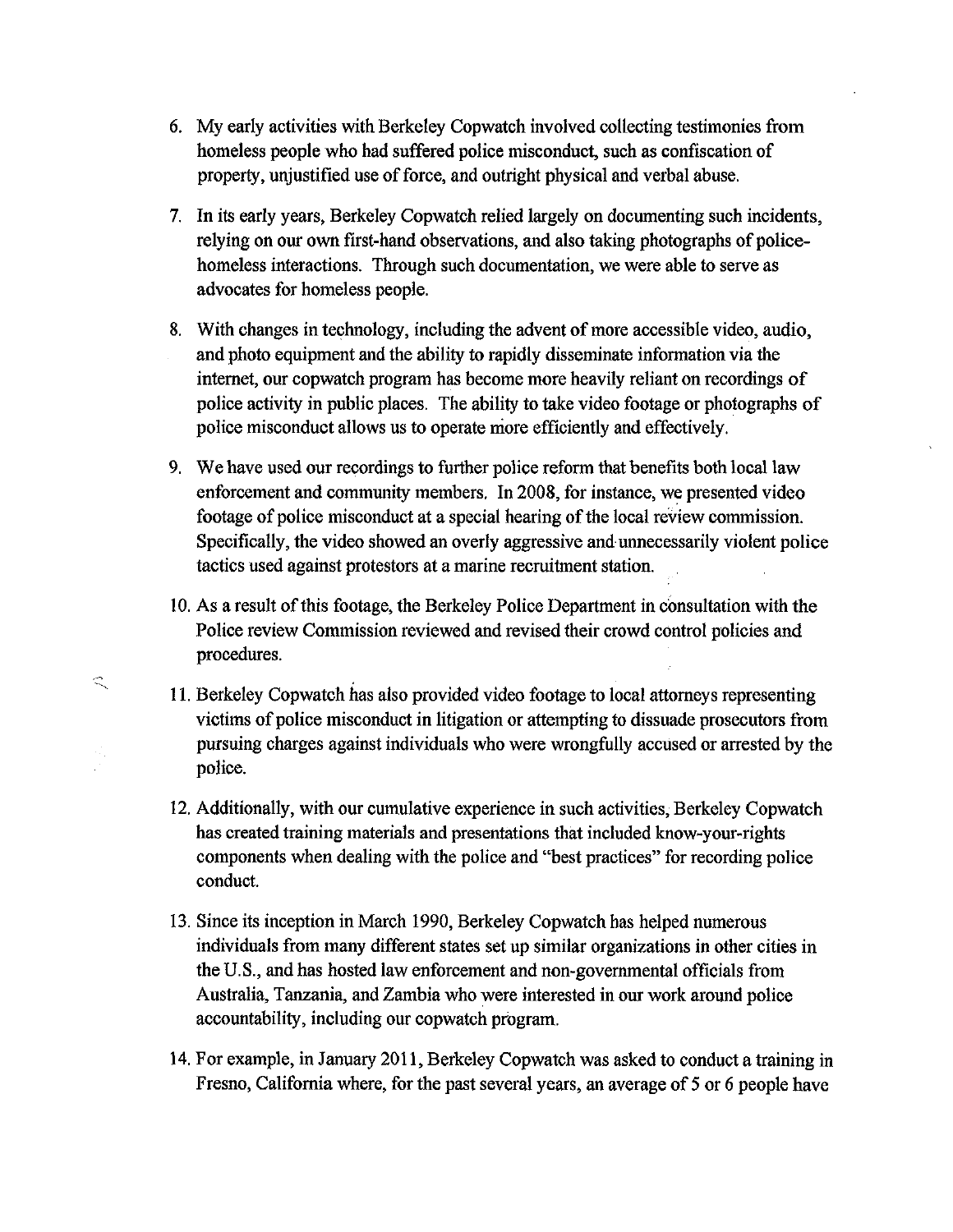6. My early activities with Berkeley Copwatch involved collecting testimonies from homeless people who had suffered police misconduct, such as confiscation of property, unjustified use of force, and outright physical and verbal abuse.

7. In its early years, Berkeley Copwatch relied largely on documenting such incidents, relying on our own first-hand observations, and also taking photographs of police-homeless interactions. Through such documentation, we were able to serve as advocates for homeless people.

8. With changes in technology, including the advent of more accessible video, audio, and photo equipment and the ability to rapidly disseminate information via the internet, our copwatch program has become more heavily reliant on recordings of police activity in public places. The ability to take video footage or photographs of police misconduct allows us to operate more efficiently and effectively.

9. We have used our recordings to further police reform that benefits both local law enforcement and community members. In 2008, for instance, we presented video footage of police misconduct at a special hearing of the local review commission. Specifically, the video showed an overly aggressive and unnecessarily violent police tactics used against protestors at a marine recruitment station.

10. As a result of this footage, the Berkeley Police Department in consultation with the Police review Commission reviewed and revised their crowd control policies and procedures.

11. Berkeley Copwatch has also provided video footage to local attorneys representing victims of police misconduct in litigation or attempting to dissuade prosecutors from pursuing charges against individuals who were wrongfully accused or arrested by the police.

12. Additionally, with our cumulative experience in such activities, Berkeley Copwatch has created training materials and presentations that included know-your-rights components when dealing with the police and "best practices" for recording police conduct.

13. Since its inception in March 1990, Berkeley Copwatch has helped numerous individuals from many different states set up similar organizations in other cities in the U.S., and has hosted law enforcement and non-governmental officials from Australia, Tanzania, and Zambia who were interested in our work around police accountability, including our copwatch program.

14. For example, in January 2011, Berkeley Copwatch was asked to conduct a training in Fresno, California where, for the past several years, an average of 5 or 6 people have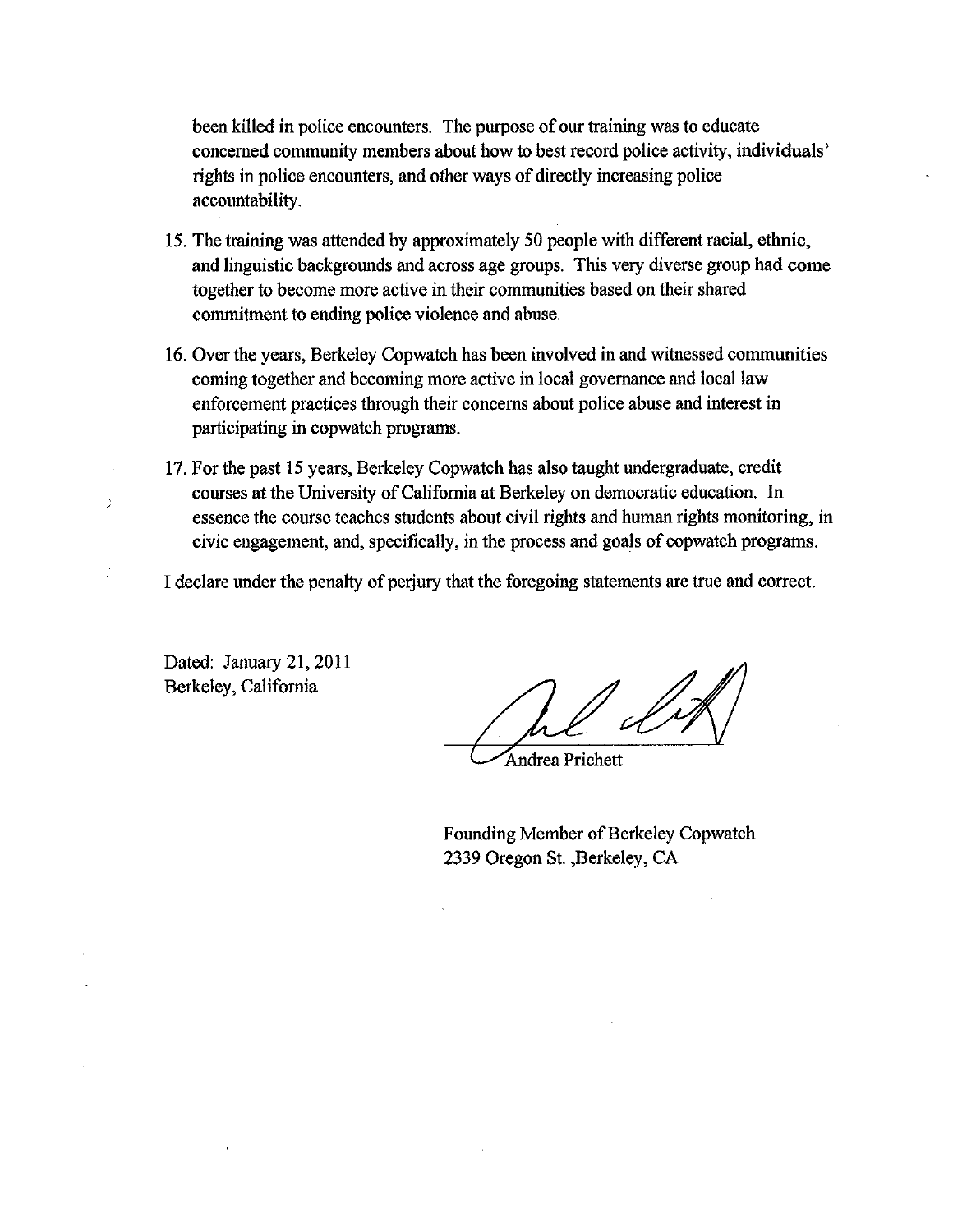been killed in police encounters. The purpose of our training was to educate concerned community members about how to best record police activity, individuals' rights in police encounters, and other ways of directly increasing police accountability.

15. The training was attended by approximately 50 people with different racial, ethnic, and linguistic backgrounds and across age groups. This very diverse group had come together to become more active in their communities based on their shared commitment to ending police violence and abuse.

16. Over the years, Berkeley Copwatch has been involved in and witnessed communities coming together and becoming more active in local governance and local law enforcement practices through their concerns about police abuse and interest in participating in copwatch programs.

17. For the past 15 years, Berkeley Copwatch has also taught undergraduate, credit courses at the University of California at Berkeley on democratic education. In essence the course teaches students about civil rights and human rights monitoring, in civic engagement, and, specifically, in the process and goals of copwatch programs.

I declare under the penalty of perjury that the foregoing statements are true and correct.

Dated: January 21, 2011
Berkeley, California

Andrea Prichett

Founding Member of Berkeley Copwatch
2339 Oregon St. ,Berkeley, CA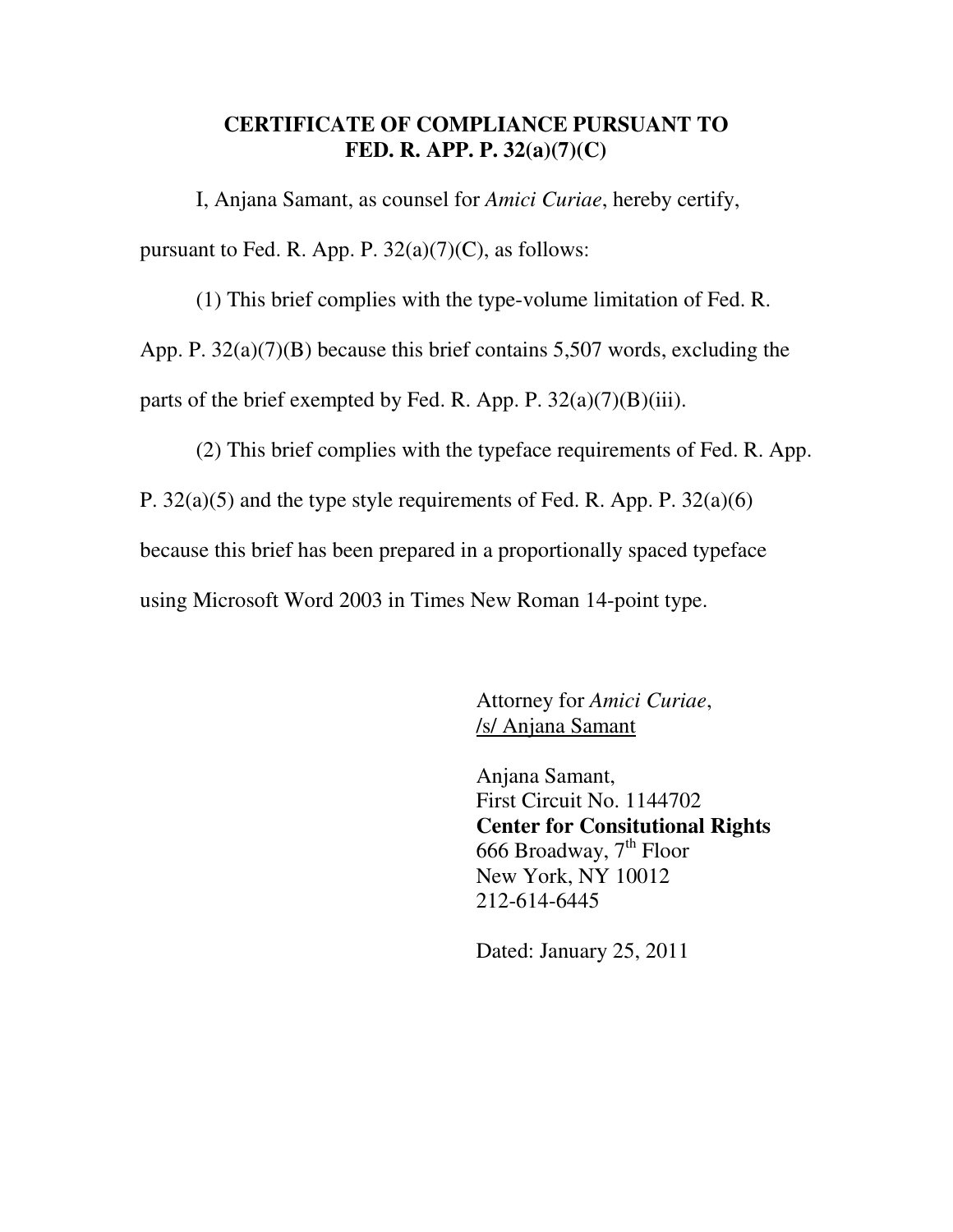## CERTIFICATE OF COMPLIANCE PURSUANT TO FED. R. APP. P. 32(a)(7)(C)

I, Anjana Samant, as counsel for *Amici Curiae*, hereby certify, pursuant to Fed. R. App. P. 32(a)(7)(C), as follows:

(1) This brief complies with the type-volume limitation of Fed. R. App. P. 32(a)(7)(B) because this brief contains 5,507 words, excluding the parts of the brief exempted by Fed. R. App. P. 32(a)(7)(B)(iii).

(2) This brief complies with the typeface requirements of Fed. R. App. P. 32(a)(5) and the type style requirements of Fed. R. App. P. 32(a)(6) because this brief has been prepared in a proportionally spaced typeface using Microsoft Word 2003 in Times New Roman 14-point type.

Attorney for *Amici Curiae*,
/s/ Anjana Samant

Anjana Samant,
First Circuit No. 1144702
**Center for Consitutional Rights**
666 Broadway, 7th Floor
New York, NY 10012
212-614-6445

Dated: January 25, 2011